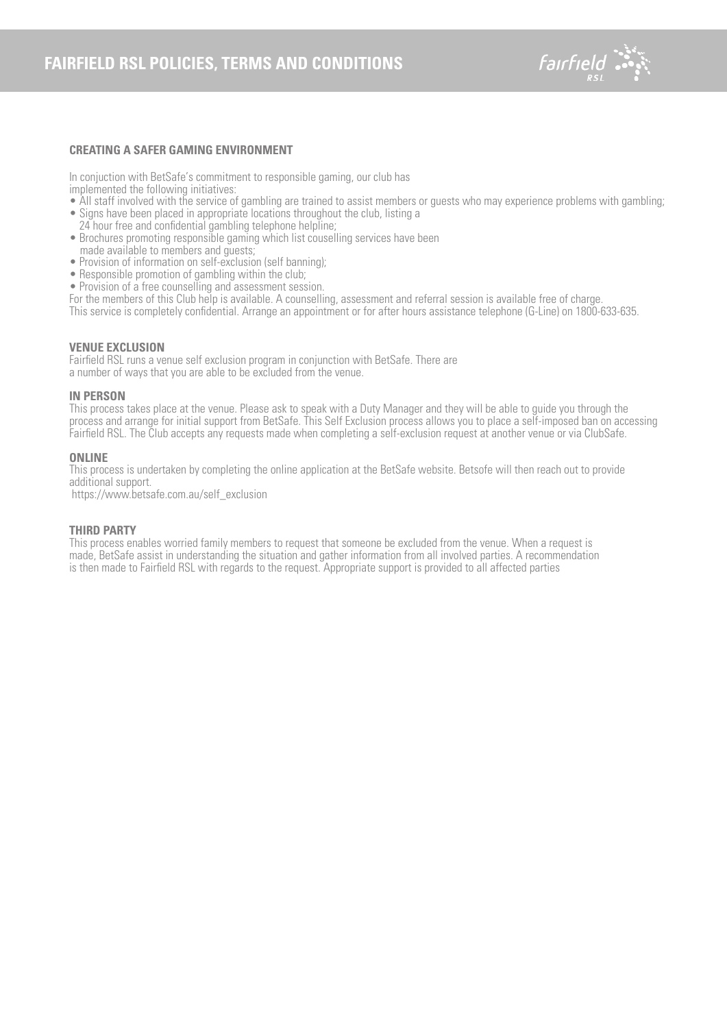# FAIRFIELD RSL POLICIES, TERMS AND CONDITIONS

## CREATING A SAFER GAMING ENVIRONMENT

In conjuction with BetSafe's commitment to responsible gaming, our club has implemented the following initiatives:

- All staff involved with the service of gambling are trained to assist members or guests who may experience problems with gambling;
- Signs have been placed in appropriate locations throughout the club, listing a 24 hour free and confidential gambling telephone helpline;
- Brochures promoting responsible gaming which list couselling services have been made available to members and guests;
- Provision of information on self-exclusion (self banning);
- Responsible promotion of gambling within the club;
- Provision of a free counselling and assessment session.

For the members of this Club help is available. A counselling, assessment and referral session is available free of charge. This service is completely confidential. Arrange an appointment or for after hours assistance telephone (G-Line) on 1800-633-635.

## VENUE EXCLUSION

Fairfield RSL runs a venue self exclusion program in conjunction with BetSafe. There are a number of ways that you are able to be excluded from the venue.

### IN PERSON

This process takes place at the venue. Please ask to speak with a Duty Manager and they will be able to guide you through the process and arrange for initial support from BetSafe. This Self Exclusion process allows you to place a self-imposed ban on accessing Fairfield RSL. The Club accepts any requests made when completing a self-exclusion request at another venue or via ClubSafe.

### ONLINE

This process is undertaken by completing the online application at the BetSafe website. Betsofe will then reach out to provide additional support.
https://www.betsafe.com.au/self_exclusion

### THIRD PARTY

This process enables worried family members to request that someone be excluded from the venue. When a request is made, BetSafe assist in understanding the situation and gather information from all involved parties. A recommendation is then made to Fairfield RSL with regards to the request. Appropriate support is provided to all affected parties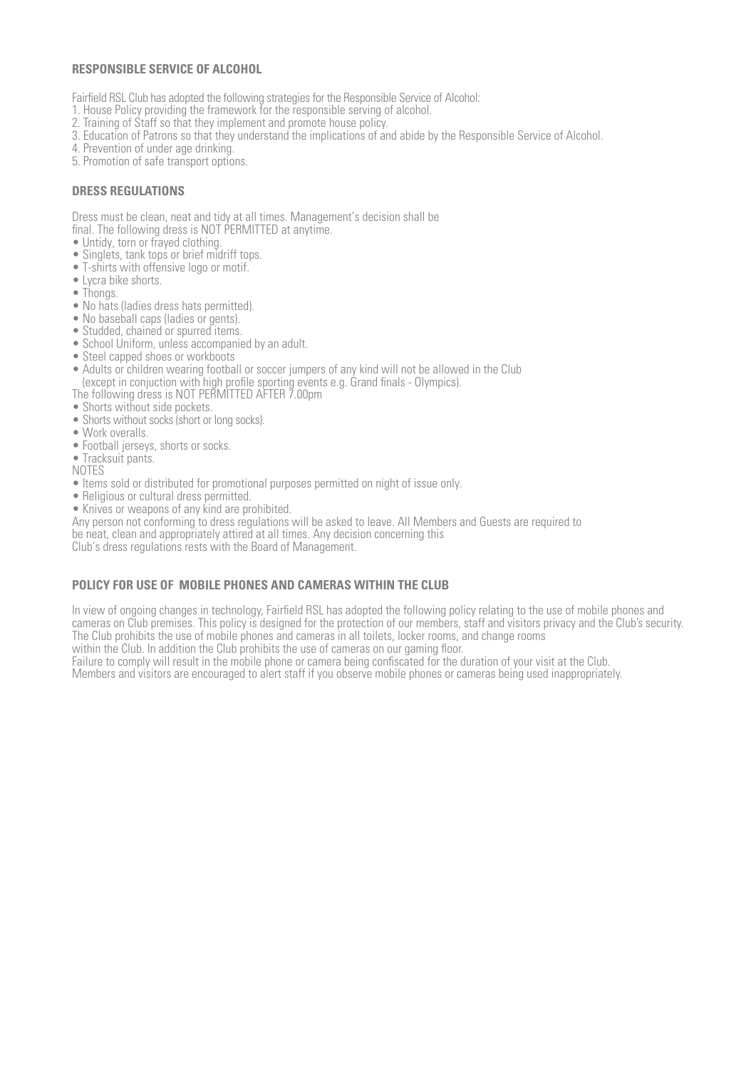## RESPONSIBLE SERVICE OF ALCOHOL

Fairfield RSL Club has adopted the following strategies for the Responsible Service of Alcohol:

1. House Policy providing the framework for the responsible serving of alcohol.
2. Training of Staff so that they implement and promote house policy.
3. Education of Patrons so that they understand the implications of and abide by the Responsible Service of Alcohol.
4. Prevention of under age drinking.
5. Promotion of safe transport options.

## DRESS REGULATIONS

Dress must be clean, neat and tidy at all times. Management's decision shall be final. The following dress is NOT PERMITTED at anytime.

- Untidy, torn or frayed clothing.
- Singlets, tank tops or brief midriff tops.
- T-shirts with offensive logo or motif.
- Lycra bike shorts.
- Thongs.
- No hats (ladies dress hats permitted).
- No baseball caps (ladies or gents).
- Studded, chained or spurred items.
- School Uniform, unless accompanied by an adult.
- Steel capped shoes or workboots
- Adults or children wearing football or soccer jumpers of any kind will not be allowed in the Club (except in conjuction with high profile sporting events e.g. Grand finals - Olympics).

The following dress is NOT PERMITTED AFTER 7.00pm

- Shorts without side pockets.
- Shorts without socks (short or long socks).
- Work overalls.
- Football jerseys, shorts or socks.
- Tracksuit pants.

NOTES

- Items sold or distributed for promotional purposes permitted on night of issue only.
- Religious or cultural dress permitted.
- Knives or weapons of any kind are prohibited.

Any person not conforming to dress regulations will be asked to leave. All Members and Guests are required to be neat, clean and appropriately attired at all times. Any decision concerning this Club's dress regulations rests with the Board of Management.

## POLICY FOR USE OF MOBILE PHONES AND CAMERAS WITHIN THE CLUB

In view of ongoing changes in technology, Fairfield RSL has adopted the following policy relating to the use of mobile phones and cameras on Club premises. This policy is designed for the protection of our members, staff and visitors privacy and the Club's security. The Club prohibits the use of mobile phones and cameras in all toilets, locker rooms, and change rooms within the Club. In addition the Club prohibits the use of cameras on our gaming floor.

Failure to comply will result in the mobile phone or camera being confiscated for the duration of your visit at the Club.

Members and visitors are encouraged to alert staff if you observe mobile phones or cameras being used inappropriately.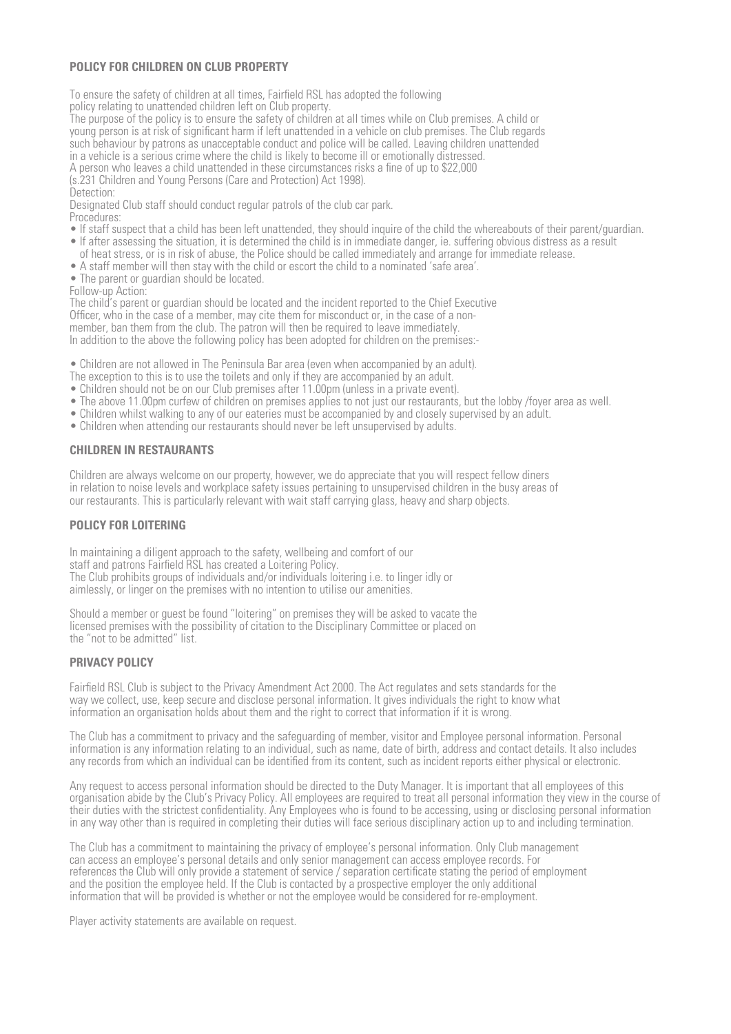## POLICY FOR CHILDREN ON CLUB PROPERTY

To ensure the safety of children at all times, Fairfield RSL has adopted the following policy relating to unattended children left on Club property.

The purpose of the policy is to ensure the safety of children at all times while on Club premises. A child or young person is at risk of significant harm if left unattended in a vehicle on club premises. The Club regards such behaviour by patrons as unacceptable conduct and police will be called. Leaving children unattended in a vehicle is a serious crime where the child is likely to become ill or emotionally distressed.

A person who leaves a child unattended in these circumstances risks a fine of up to $22,000 (s.231 Children and Young Persons (Care and Protection) Act 1998).

Detection:

Designated Club staff should conduct regular patrols of the club car park.

Procedures:

- If staff suspect that a child has been left unattended, they should inquire of the child the whereabouts of their parent/guardian.
- If after assessing the situation, it is determined the child is in immediate danger, ie. suffering obvious distress as a result of heat stress, or is in risk of abuse, the Police should be called immediately and arrange for immediate release.
- A staff member will then stay with the child or escort the child to a nominated 'safe area'.
- The parent or guardian should be located.

Follow-up Action:

The child's parent or guardian should be located and the incident reported to the Chief Executive Officer, who in the case of a member, may cite them for misconduct or, in the case of a non-member, ban them from the club. The patron will then be required to leave immediately.

In addition to the above the following policy has been adopted for children on the premises:-

- Children are not allowed in The Peninsula Bar area (even when accompanied by an adult).

The exception to this is to use the toilets and only if they are accompanied by an adult.

- Children should not be on our Club premises after 11.00pm (unless in a private event).
- The above 11.00pm curfew of children on premises applies to not just our restaurants, but the lobby /foyer area as well.
- Children whilst walking to any of our eateries must be accompanied by and closely supervised by an adult.
- Children when attending our restaurants should never be left unsupervised by adults.

## CHILDREN IN RESTAURANTS

Children are always welcome on our property, however, we do appreciate that you will respect fellow diners in relation to noise levels and workplace safety issues pertaining to unsupervised children in the busy areas of our restaurants. This is particularly relevant with wait staff carrying glass, heavy and sharp objects.

## POLICY FOR LOITERING

In maintaining a diligent approach to the safety, wellbeing and comfort of our staff and patrons Fairfield RSL has created a Loitering Policy.

The Club prohibits groups of individuals and/or individuals loitering i.e. to linger idly or aimlessly, or linger on the premises with no intention to utilise our amenities.

Should a member or guest be found "loitering" on premises they will be asked to vacate the licensed premises with the possibility of citation to the Disciplinary Committee or placed on the "not to be admitted" list.

## PRIVACY POLICY

Fairfield RSL Club is subject to the Privacy Amendment Act 2000. The Act regulates and sets standards for the way we collect, use, keep secure and disclose personal information. It gives individuals the right to know what information an organisation holds about them and the right to correct that information if it is wrong.

The Club has a commitment to privacy and the safeguarding of member, visitor and Employee personal information. Personal information is any information relating to an individual, such as name, date of birth, address and contact details. It also includes any records from which an individual can be identified from its content, such as incident reports either physical or electronic.

Any request to access personal information should be directed to the Duty Manager. It is important that all employees of this organisation abide by the Club's Privacy Policy. All employees are required to treat all personal information they view in the course of their duties with the strictest confidentiality. Any Employees who is found to be accessing, using or disclosing personal information in any way other than is required in completing their duties will face serious disciplinary action up to and including termination.

The Club has a commitment to maintaining the privacy of employee's personal information. Only Club management can access an employee's personal details and only senior management can access employee records. For references the Club will only provide a statement of service / separation certificate stating the period of employment and the position the employee held. If the Club is contacted by a prospective employer the only additional information that will be provided is whether or not the employee would be considered for re-employment.

Player activity statements are available on request.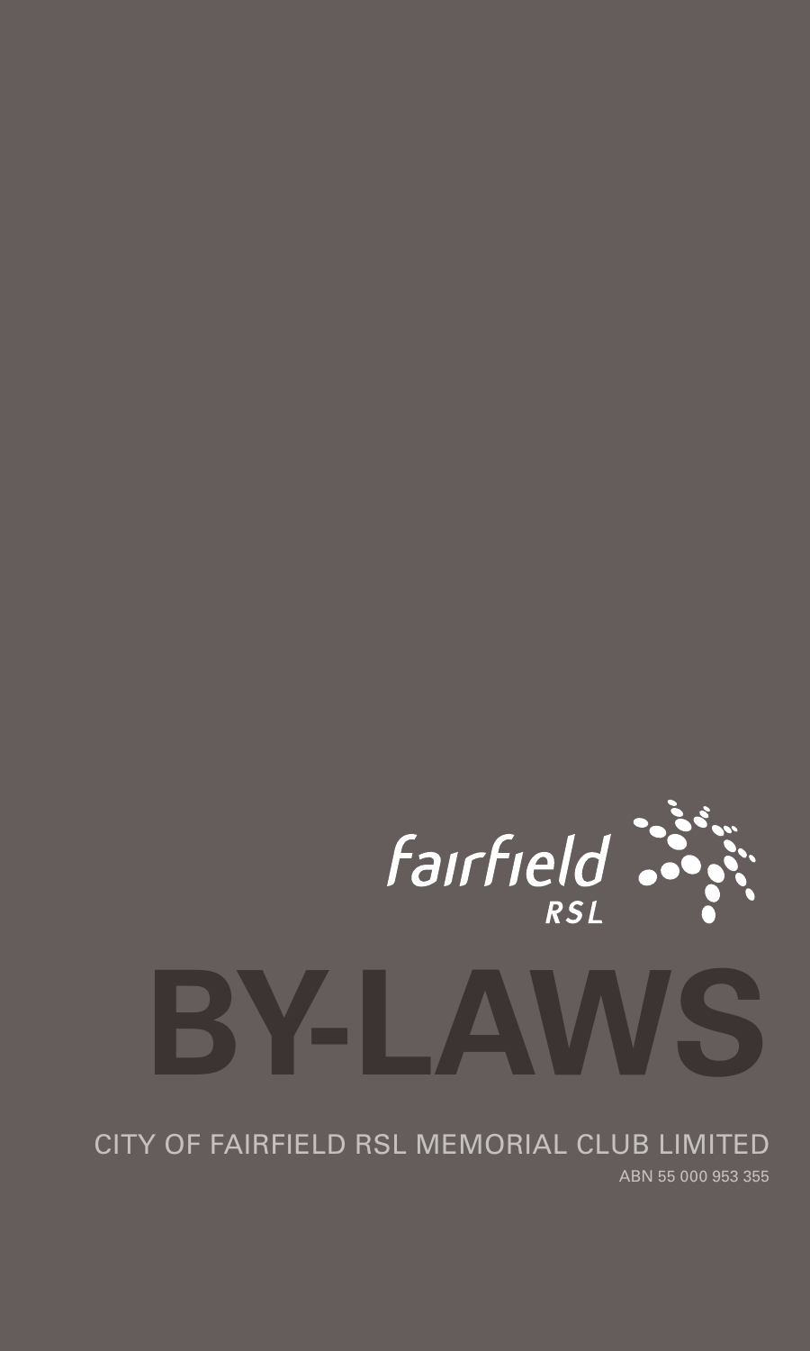fairfield RSL

# BY-LAWS

CITY OF FAIRFIELD RSL MEMORIAL CLUB LIMITED

ABN 55 000 953 355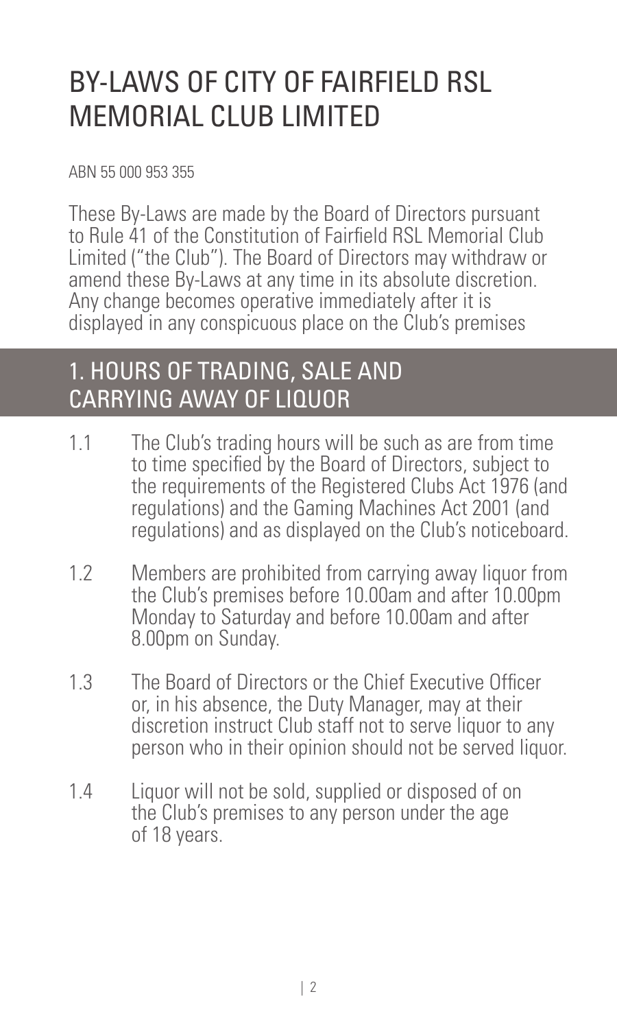# BY-LAWS OF CITY OF FAIRFIELD RSL MEMORIAL CLUB LIMITED

ABN 55 000 953 355

These By-Laws are made by the Board of Directors pursuant to Rule 41 of the Constitution of Fairfield RSL Memorial Club Limited ("the Club"). The Board of Directors may withdraw or amend these By-Laws at any time in its absolute discretion. Any change becomes operative immediately after it is displayed in any conspicuous place on the Club's premises

## 1. HOURS OF TRADING, SALE AND CARRYING AWAY OF LIQUOR

1.1 The Club's trading hours will be such as are from time to time specified by the Board of Directors, subject to the requirements of the Registered Clubs Act 1976 (and regulations) and the Gaming Machines Act 2001 (and regulations) and as displayed on the Club's noticeboard.

1.2 Members are prohibited from carrying away liquor from the Club's premises before 10.00am and after 10.00pm Monday to Saturday and before 10.00am and after 8.00pm on Sunday.

1.3 The Board of Directors or the Chief Executive Officer or, in his absence, the Duty Manager, may at their discretion instruct Club staff not to serve liquor to any person who in their opinion should not be served liquor.

1.4 Liquor will not be sold, supplied or disposed of on the Club's premises to any person under the age of 18 years.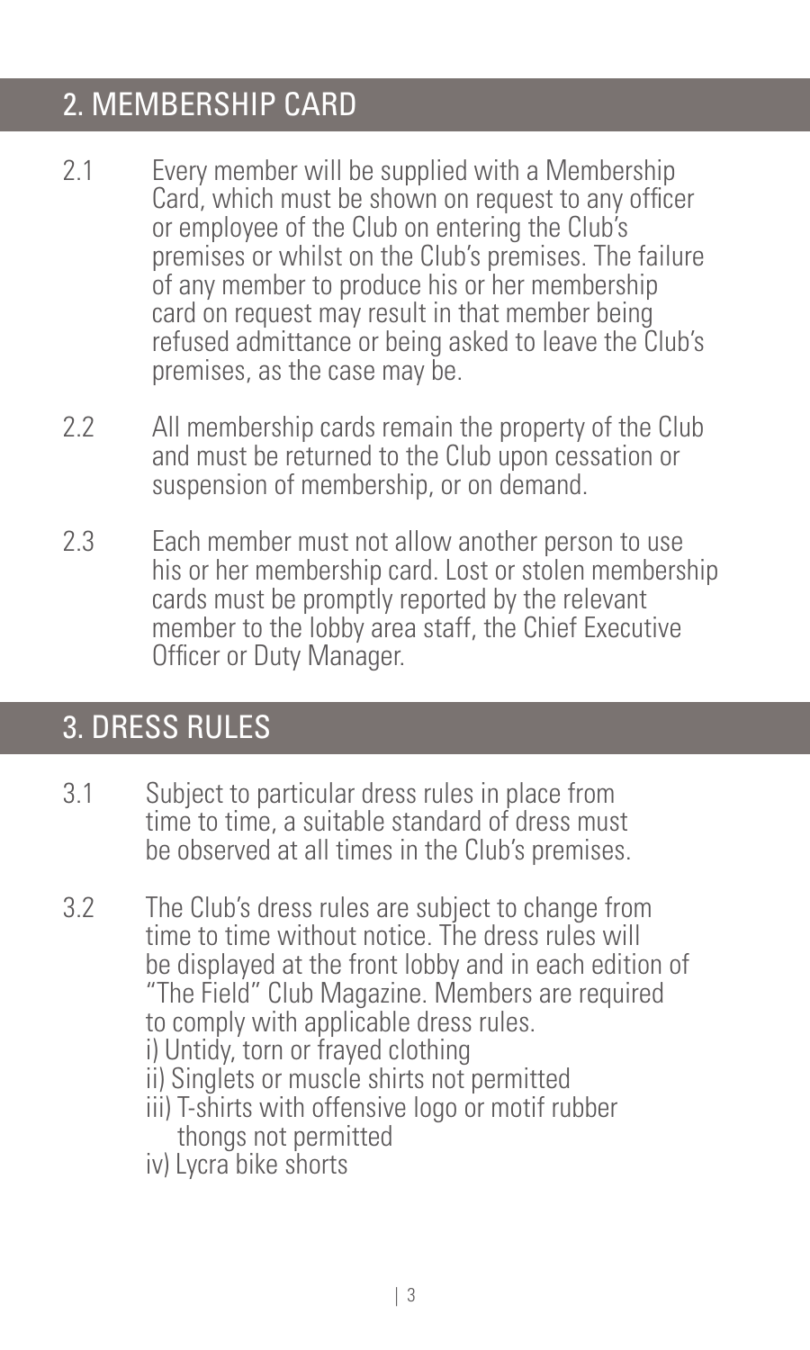## 2. MEMBERSHIP CARD

2.1 Every member will be supplied with a Membership Card, which must be shown on request to any officer or employee of the Club on entering the Club's premises or whilst on the Club's premises. The failure of any member to produce his or her membership card on request may result in that member being refused admittance or being asked to leave the Club's premises, as the case may be.

2.2 All membership cards remain the property of the Club and must be returned to the Club upon cessation or suspension of membership, or on demand.

2.3 Each member must not allow another person to use his or her membership card. Lost or stolen membership cards must be promptly reported by the relevant member to the lobby area staff, the Chief Executive Officer or Duty Manager.

## 3. DRESS RULES

3.1 Subject to particular dress rules in place from time to time, a suitable standard of dress must be observed at all times in the Club's premises.

3.2 The Club's dress rules are subject to change from time to time without notice. The dress rules will be displayed at the front lobby and in each edition of "The Field" Club Magazine. Members are required to comply with applicable dress rules.
i) Untidy, torn or frayed clothing
ii) Singlets or muscle shirts not permitted
iii) T-shirts with offensive logo or motif rubber thongs not permitted
iv) Lycra bike shorts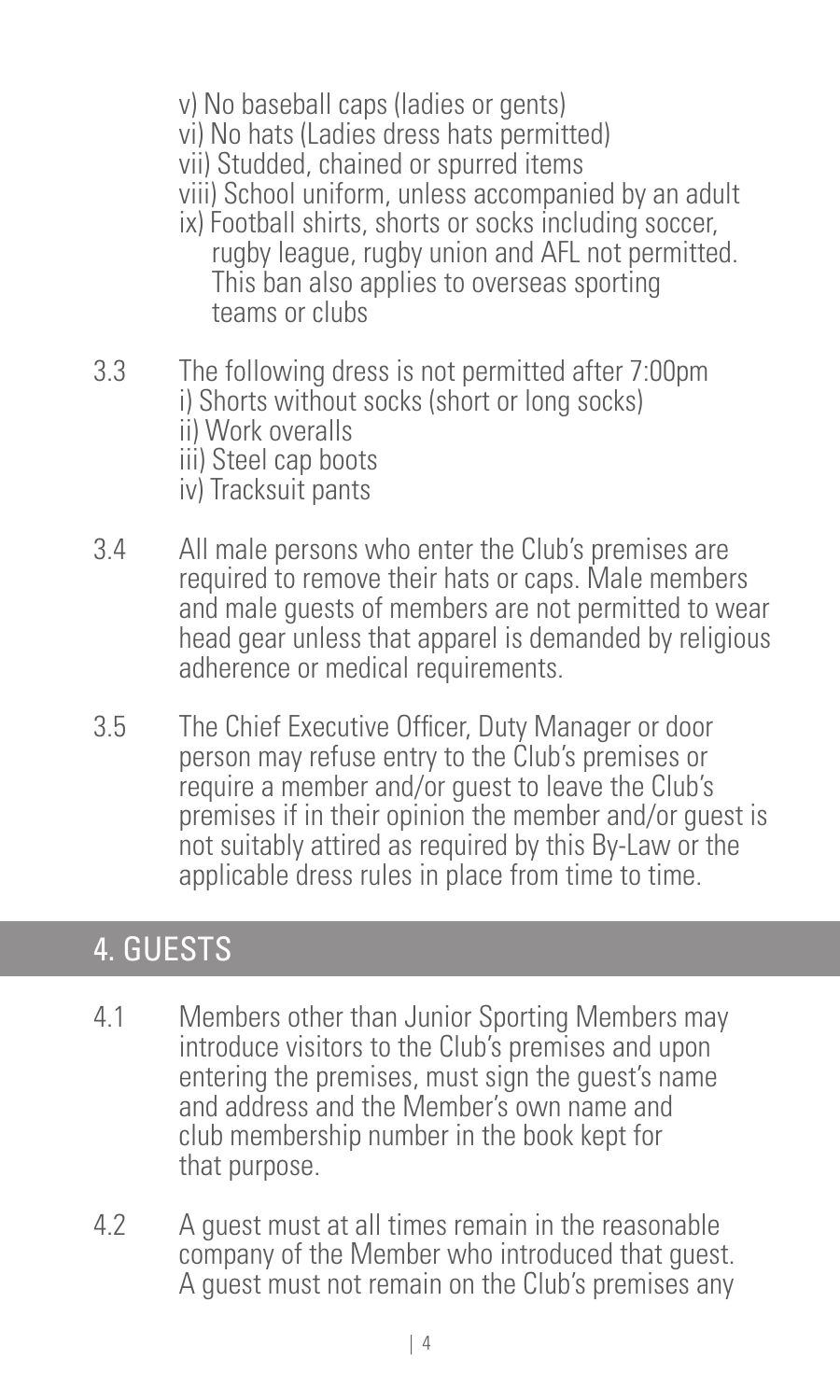v) No baseball caps (ladies or gents)
vi) No hats (Ladies dress hats permitted)
vii) Studded, chained or spurred items
viii) School uniform, unless accompanied by an adult
ix) Football shirts, shorts or socks including soccer, rugby league, rugby union and AFL not permitted. This ban also applies to overseas sporting teams or clubs

3.3 The following dress is not permitted after 7:00pm
i) Shorts without socks (short or long socks)
ii) Work overalls
iii) Steel cap boots
iv) Tracksuit pants

3.4 All male persons who enter the Club's premises are required to remove their hats or caps. Male members and male guests of members are not permitted to wear head gear unless that apparel is demanded by religious adherence or medical requirements.

3.5 The Chief Executive Officer, Duty Manager or door person may refuse entry to the Club's premises or require a member and/or guest to leave the Club's premises if in their opinion the member and/or guest is not suitably attired as required by this By-Law or the applicable dress rules in place from time to time.

## 4. GUESTS

4.1 Members other than Junior Sporting Members may introduce visitors to the Club's premises and upon entering the premises, must sign the guest's name and address and the Member's own name and club membership number in the book kept for that purpose.

4.2 A guest must at all times remain in the reasonable company of the Member who introduced that guest. A guest must not remain on the Club's premises any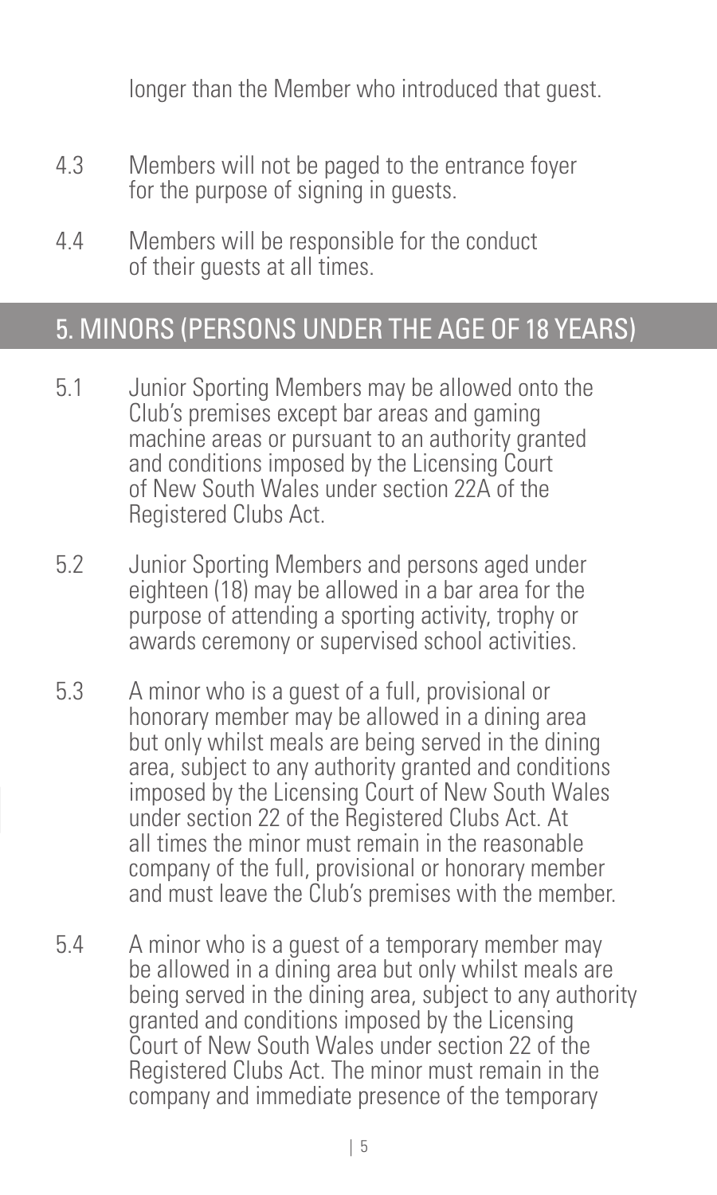longer than the Member who introduced that guest.

4.3 Members will not be paged to the entrance foyer for the purpose of signing in guests.

4.4 Members will be responsible for the conduct of their guests at all times.

## 5. MINORS (PERSONS UNDER THE AGE OF 18 YEARS)

5.1 Junior Sporting Members may be allowed onto the Club's premises except bar areas and gaming machine areas or pursuant to an authority granted and conditions imposed by the Licensing Court of New South Wales under section 22A of the Registered Clubs Act.

5.2 Junior Sporting Members and persons aged under eighteen (18) may be allowed in a bar area for the purpose of attending a sporting activity, trophy or awards ceremony or supervised school activities.

5.3 A minor who is a guest of a full, provisional or honorary member may be allowed in a dining area but only whilst meals are being served in the dining area, subject to any authority granted and conditions imposed by the Licensing Court of New South Wales under section 22 of the Registered Clubs Act. At all times the minor must remain in the reasonable company of the full, provisional or honorary member and must leave the Club's premises with the member.

5.4 A minor who is a guest of a temporary member may be allowed in a dining area but only whilst meals are being served in the dining area, subject to any authority granted and conditions imposed by the Licensing Court of New South Wales under section 22 of the Registered Clubs Act. The minor must remain in the company and immediate presence of the temporary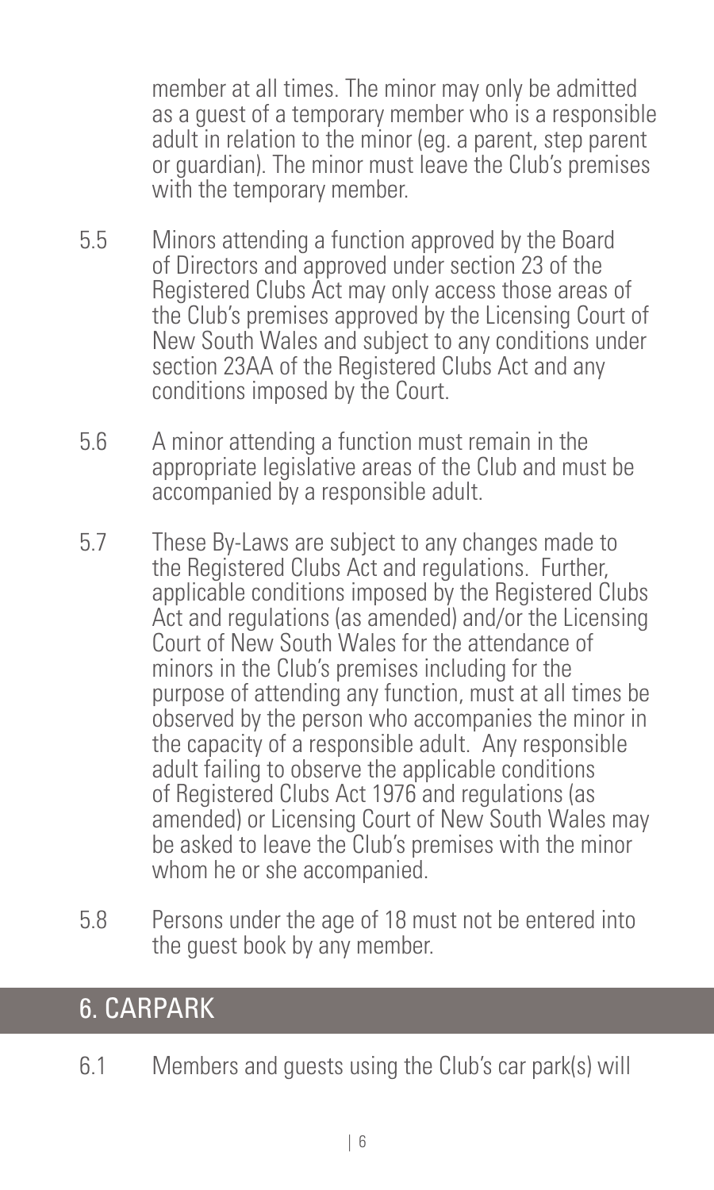member at all times. The minor may only be admitted as a guest of a temporary member who is a responsible adult in relation to the minor (eg. a parent, step parent or guardian). The minor must leave the Club's premises with the temporary member.

5.5 Minors attending a function approved by the Board of Directors and approved under section 23 of the Registered Clubs Act may only access those areas of the Club's premises approved by the Licensing Court of New South Wales and subject to any conditions under section 23AA of the Registered Clubs Act and any conditions imposed by the Court.

5.6 A minor attending a function must remain in the appropriate legislative areas of the Club and must be accompanied by a responsible adult.

5.7 These By-Laws are subject to any changes made to the Registered Clubs Act and regulations. Further, applicable conditions imposed by the Registered Clubs Act and regulations (as amended) and/or the Licensing Court of New South Wales for the attendance of minors in the Club's premises including for the purpose of attending any function, must at all times be observed by the person who accompanies the minor in the capacity of a responsible adult. Any responsible adult failing to observe the applicable conditions of Registered Clubs Act 1976 and regulations (as amended) or Licensing Court of New South Wales may be asked to leave the Club's premises with the minor whom he or she accompanied.

5.8 Persons under the age of 18 must not be entered into the guest book by any member.

## 6. CARPARK

6.1 Members and guests using the Club's car park(s) will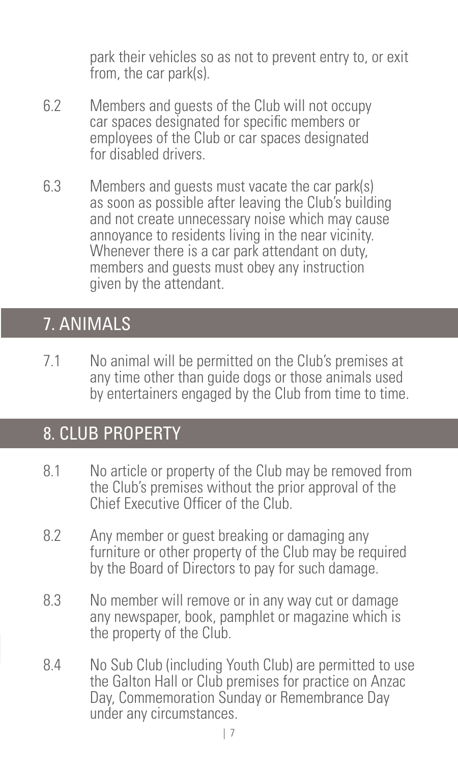park their vehicles so as not to prevent entry to, or exit from, the car park(s).

6.2 Members and guests of the Club will not occupy car spaces designated for specific members or employees of the Club or car spaces designated for disabled drivers.

6.3 Members and guests must vacate the car park(s) as soon as possible after leaving the Club's building and not create unnecessary noise which may cause annoyance to residents living in the near vicinity. Whenever there is a car park attendant on duty, members and guests must obey any instruction given by the attendant.

## 7. ANIMALS

7.1 No animal will be permitted on the Club's premises at any time other than guide dogs or those animals used by entertainers engaged by the Club from time to time.

## 8. CLUB PROPERTY

8.1 No article or property of the Club may be removed from the Club's premises without the prior approval of the Chief Executive Officer of the Club.

8.2 Any member or guest breaking or damaging any furniture or other property of the Club may be required by the Board of Directors to pay for such damage.

8.3 No member will remove or in any way cut or damage any newspaper, book, pamphlet or magazine which is the property of the Club.

8.4 No Sub Club (including Youth Club) are permitted to use the Galton Hall or Club premises for practice on Anzac Day, Commemoration Sunday or Remembrance Day under any circumstances.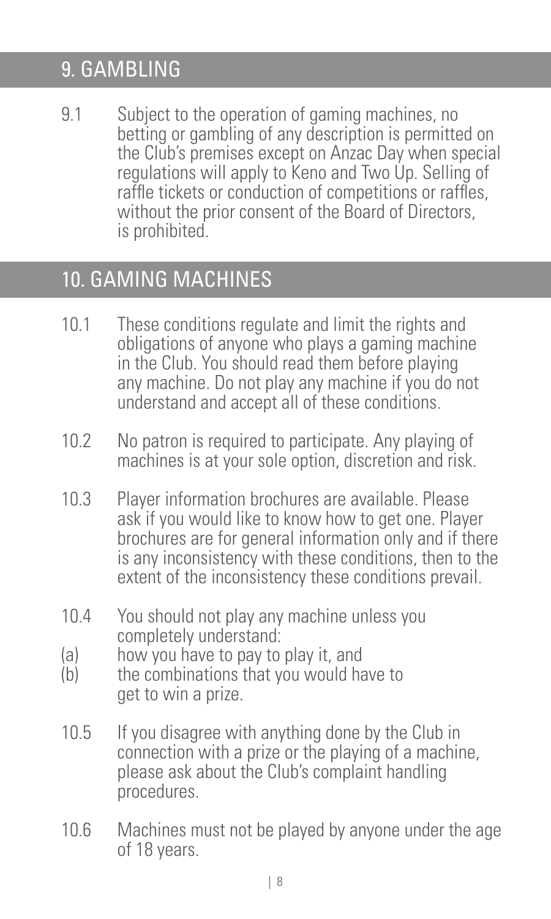## 9. GAMBLING

9.1 Subject to the operation of gaming machines, no betting or gambling of any description is permitted on the Club's premises except on Anzac Day when special regulations will apply to Keno and Two Up. Selling of raffle tickets or conduction of competitions or raffles, without the prior consent of the Board of Directors, is prohibited.

## 10. GAMING MACHINES

10.1 These conditions regulate and limit the rights and obligations of anyone who plays a gaming machine in the Club. You should read them before playing any machine. Do not play any machine if you do not understand and accept all of these conditions.

10.2 No patron is required to participate. Any playing of machines is at your sole option, discretion and risk.

10.3 Player information brochures are available. Please ask if you would like to know how to get one. Player brochures are for general information only and if there is any inconsistency with these conditions, then to the extent of the inconsistency these conditions prevail.

10.4 You should not play any machine unless you completely understand:

(a) how you have to pay to play it, and

(b) the combinations that you would have to get to win a prize.

10.5 If you disagree with anything done by the Club in connection with a prize or the playing of a machine, please ask about the Club's complaint handling procedures.

10.6 Machines must not be played by anyone under the age of 18 years.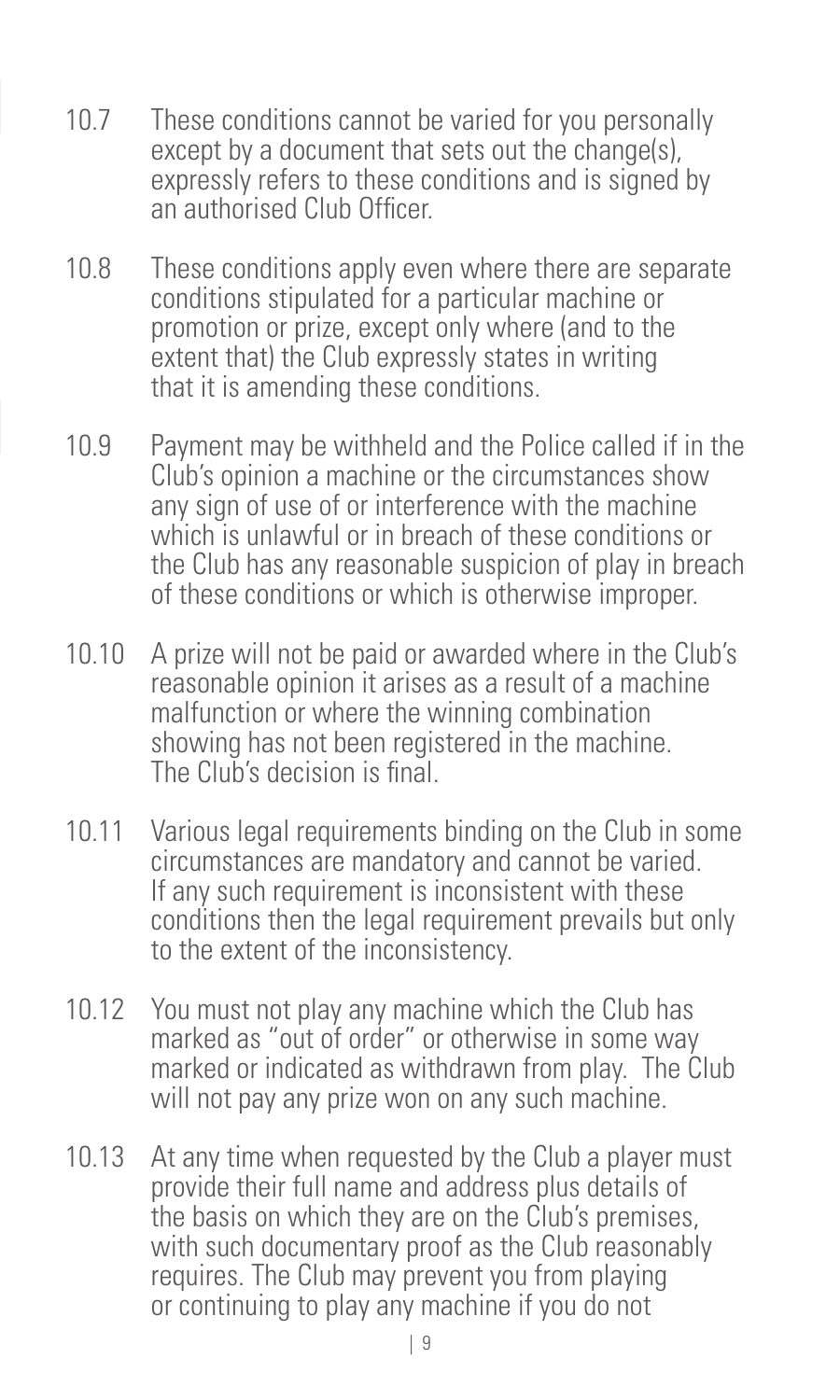10.7 These conditions cannot be varied for you personally except by a document that sets out the change(s), expressly refers to these conditions and is signed by an authorised Club Officer.

10.8 These conditions apply even where there are separate conditions stipulated for a particular machine or promotion or prize, except only where (and to the extent that) the Club expressly states in writing that it is amending these conditions.

10.9 Payment may be withheld and the Police called if in the Club's opinion a machine or the circumstances show any sign of use of or interference with the machine which is unlawful or in breach of these conditions or the Club has any reasonable suspicion of play in breach of these conditions or which is otherwise improper.

10.10 A prize will not be paid or awarded where in the Club's reasonable opinion it arises as a result of a machine malfunction or where the winning combination showing has not been registered in the machine. The Club's decision is final.

10.11 Various legal requirements binding on the Club in some circumstances are mandatory and cannot be varied. If any such requirement is inconsistent with these conditions then the legal requirement prevails but only to the extent of the inconsistency.

10.12 You must not play any machine which the Club has marked as "out of order" or otherwise in some way marked or indicated as withdrawn from play. The Club will not pay any prize won on any such machine.

10.13 At any time when requested by the Club a player must provide their full name and address plus details of the basis on which they are on the Club's premises, with such documentary proof as the Club reasonably requires. The Club may prevent you from playing or continuing to play any machine if you do not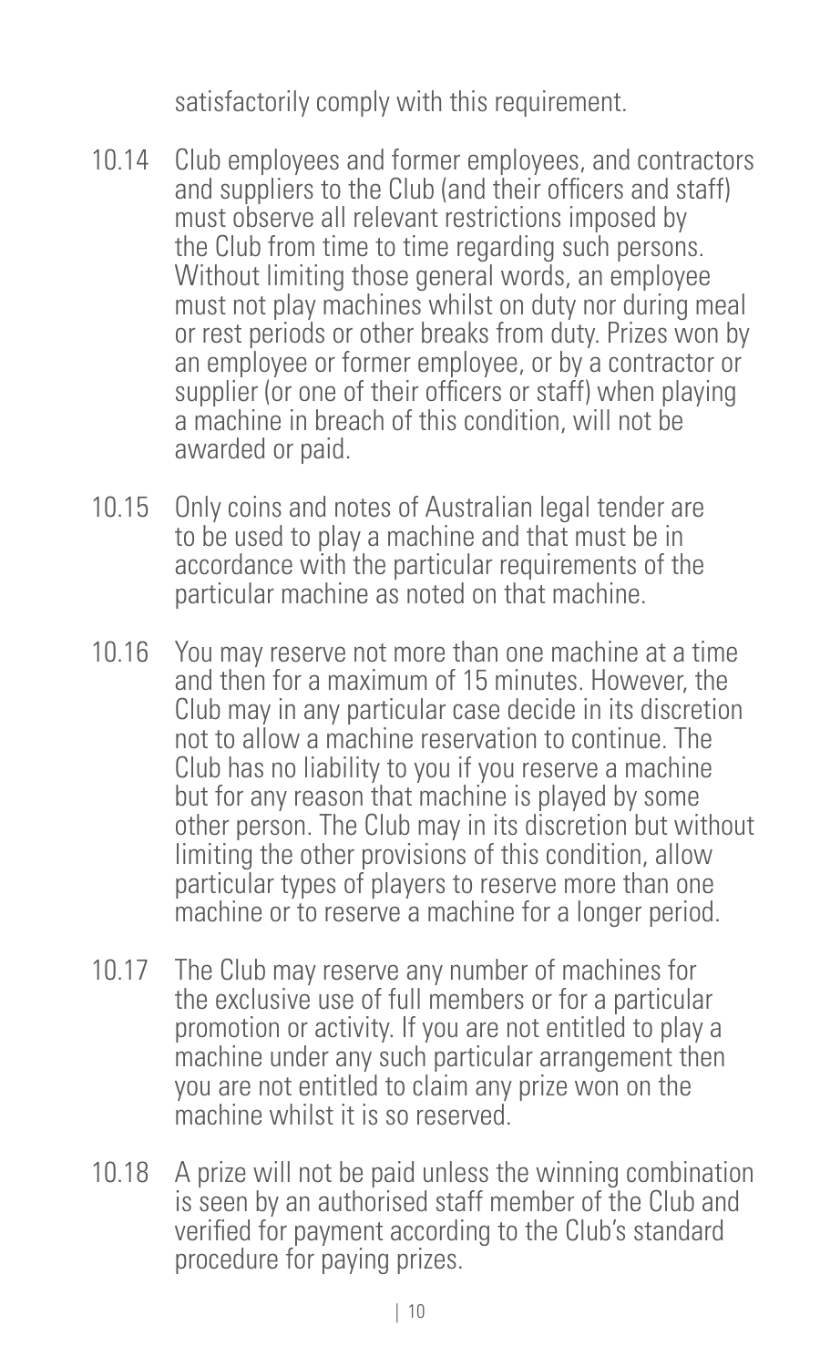satisfactorily comply with this requirement.

10.14 Club employees and former employees, and contractors and suppliers to the Club (and their officers and staff) must observe all relevant restrictions imposed by the Club from time to time regarding such persons. Without limiting those general words, an employee must not play machines whilst on duty nor during meal or rest periods or other breaks from duty. Prizes won by an employee or former employee, or by a contractor or supplier (or one of their officers or staff) when playing a machine in breach of this condition, will not be awarded or paid.

10.15 Only coins and notes of Australian legal tender are to be used to play a machine and that must be in accordance with the particular requirements of the particular machine as noted on that machine.

10.16 You may reserve not more than one machine at a time and then for a maximum of 15 minutes. However, the Club may in any particular case decide in its discretion not to allow a machine reservation to continue. The Club has no liability to you if you reserve a machine but for any reason that machine is played by some other person. The Club may in its discretion but without limiting the other provisions of this condition, allow particular types of players to reserve more than one machine or to reserve a machine for a longer period.

10.17 The Club may reserve any number of machines for the exclusive use of full members or for a particular promotion or activity. If you are not entitled to play a machine under any such particular arrangement then you are not entitled to claim any prize won on the machine whilst it is so reserved.

10.18 A prize will not be paid unless the winning combination is seen by an authorised staff member of the Club and verified for payment according to the Club's standard procedure for paying prizes.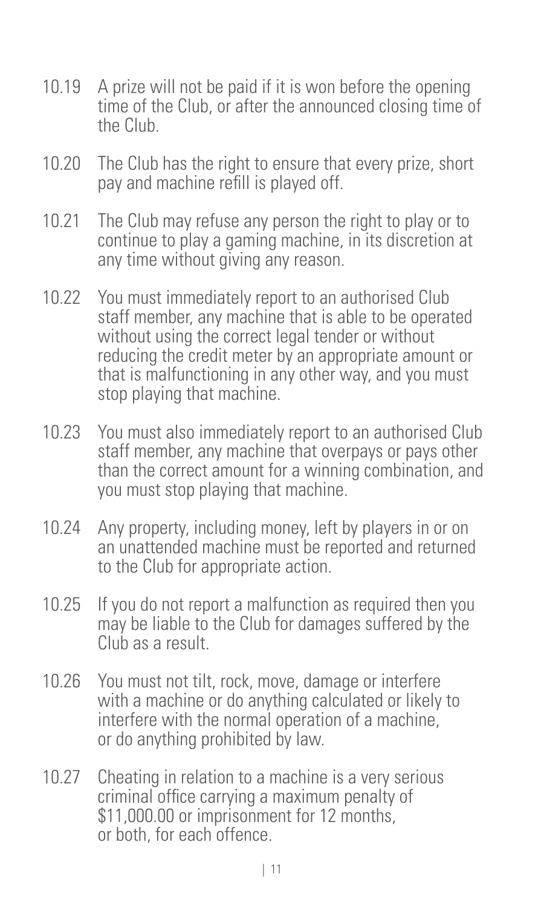10.19 A prize will not be paid if it is won before the opening time of the Club, or after the announced closing time of the Club.

10.20 The Club has the right to ensure that every prize, short pay and machine refill is played off.

10.21 The Club may refuse any person the right to play or to continue to play a gaming machine, in its discretion at any time without giving any reason.

10.22 You must immediately report to an authorised Club staff member, any machine that is able to be operated without using the correct legal tender or without reducing the credit meter by an appropriate amount or that is malfunctioning in any other way, and you must stop playing that machine.

10.23 You must also immediately report to an authorised Club staff member, any machine that overpays or pays other than the correct amount for a winning combination, and you must stop playing that machine.

10.24 Any property, including money, left by players in or on an unattended machine must be reported and returned to the Club for appropriate action.

10.25 If you do not report a malfunction as required then you may be liable to the Club for damages suffered by the Club as a result.

10.26 You must not tilt, rock, move, damage or interfere with a machine or do anything calculated or likely to interfere with the normal operation of a machine, or do anything prohibited by law.

10.27 Cheating in relation to a machine is a very serious criminal office carrying a maximum penalty of $11,000.00 or imprisonment for 12 months, or both, for each offence.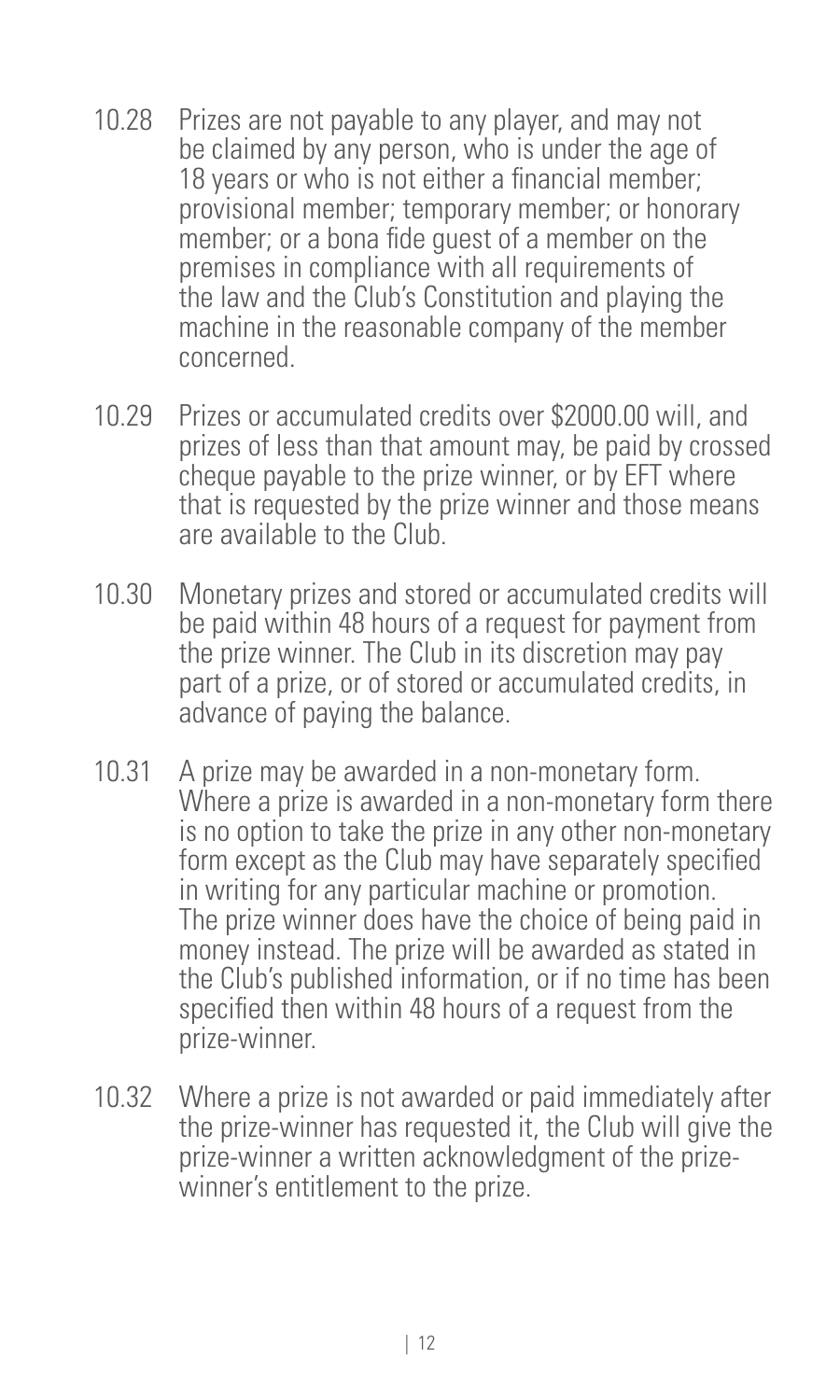10.28 Prizes are not payable to any player, and may not be claimed by any person, who is under the age of 18 years or who is not either a financial member; provisional member; temporary member; or honorary member; or a bona fide guest of a member on the premises in compliance with all requirements of the law and the Club's Constitution and playing the machine in the reasonable company of the member concerned.

10.29 Prizes or accumulated credits over $2000.00 will, and prizes of less than that amount may, be paid by crossed cheque payable to the prize winner, or by EFT where that is requested by the prize winner and those means are available to the Club.

10.30 Monetary prizes and stored or accumulated credits will be paid within 48 hours of a request for payment from the prize winner. The Club in its discretion may pay part of a prize, or of stored or accumulated credits, in advance of paying the balance.

10.31 A prize may be awarded in a non-monetary form. Where a prize is awarded in a non-monetary form there is no option to take the prize in any other non-monetary form except as the Club may have separately specified in writing for any particular machine or promotion. The prize winner does have the choice of being paid in money instead. The prize will be awarded as stated in the Club's published information, or if no time has been specified then within 48 hours of a request from the prize-winner.

10.32 Where a prize is not awarded or paid immediately after the prize-winner has requested it, the Club will give the prize-winner a written acknowledgment of the prize-winner's entitlement to the prize.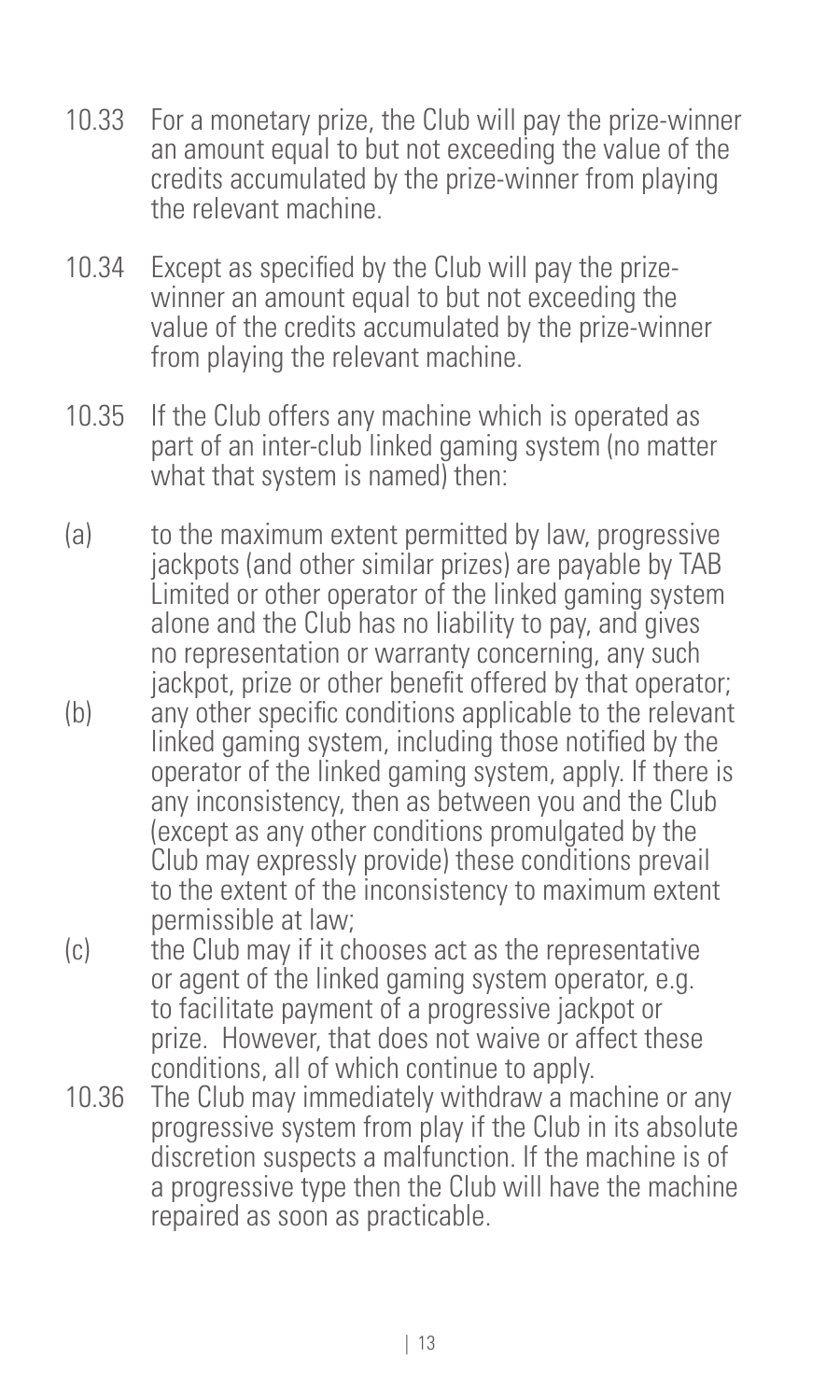10.33 For a monetary prize, the Club will pay the prize-winner an amount equal to but not exceeding the value of the credits accumulated by the prize-winner from playing the relevant machine.

10.34 Except as specified by the Club will pay the prize-winner an amount equal to but not exceeding the value of the credits accumulated by the prize-winner from playing the relevant machine.

10.35 If the Club offers any machine which is operated as part of an inter-club linked gaming system (no matter what that system is named) then:

(a) to the maximum extent permitted by law, progressive jackpots (and other similar prizes) are payable by TAB Limited or other operator of the linked gaming system alone and the Club has no liability to pay, and gives no representation or warranty concerning, any such jackpot, prize or other benefit offered by that operator;

(b) any other specific conditions applicable to the relevant linked gaming system, including those notified by the operator of the linked gaming system, apply. If there is any inconsistency, then as between you and the Club (except as any other conditions promulgated by the Club may expressly provide) these conditions prevail to the extent of the inconsistency to maximum extent permissible at law;

(c) the Club may if it chooses act as the representative or agent of the linked gaming system operator, e.g. to facilitate payment of a progressive jackpot or prize. However, that does not waive or affect these conditions, all of which continue to apply.

10.36 The Club may immediately withdraw a machine or any progressive system from play if the Club in its absolute discretion suspects a malfunction. If the machine is of a progressive type then the Club will have the machine repaired as soon as practicable.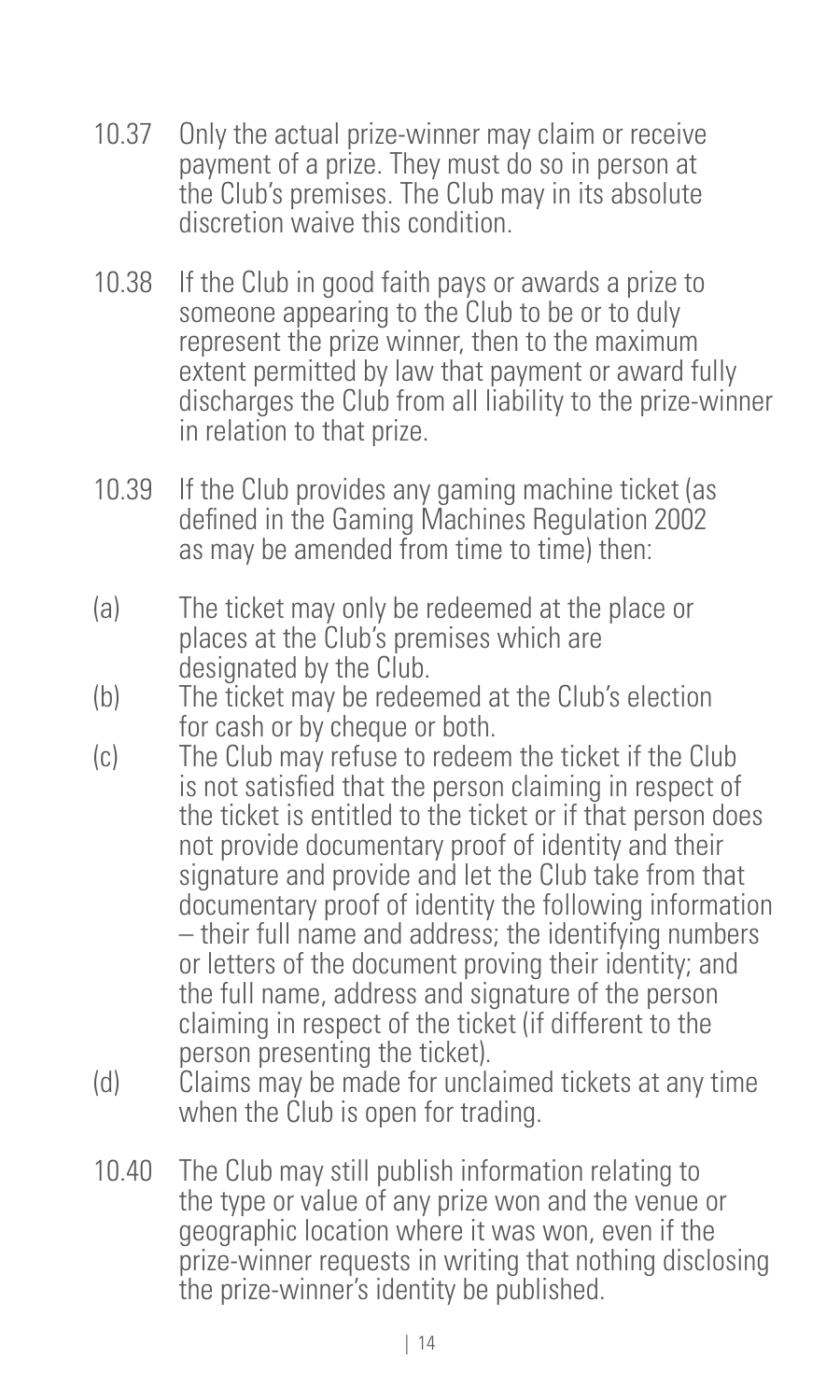10.37 Only the actual prize-winner may claim or receive payment of a prize. They must do so in person at the Club's premises. The Club may in its absolute discretion waive this condition.

10.38 If the Club in good faith pays or awards a prize to someone appearing to the Club to be or to duly represent the prize winner, then to the maximum extent permitted by law that payment or award fully discharges the Club from all liability to the prize-winner in relation to that prize.

10.39 If the Club provides any gaming machine ticket (as defined in the Gaming Machines Regulation 2002 as may be amended from time to time) then:

(a) The ticket may only be redeemed at the place or places at the Club's premises which are designated by the Club.

(b) The ticket may be redeemed at the Club's election for cash or by cheque or both.

(c) The Club may refuse to redeem the ticket if the Club is not satisfied that the person claiming in respect of the ticket is entitled to the ticket or if that person does not provide documentary proof of identity and their signature and provide and let the Club take from that documentary proof of identity the following information – their full name and address; the identifying numbers or letters of the document proving their identity; and the full name, address and signature of the person claiming in respect of the ticket (if different to the person presenting the ticket).

(d) Claims may be made for unclaimed tickets at any time when the Club is open for trading.

10.40 The Club may still publish information relating to the type or value of any prize won and the venue or geographic location where it was won, even if the prize-winner requests in writing that nothing disclosing the prize-winner's identity be published.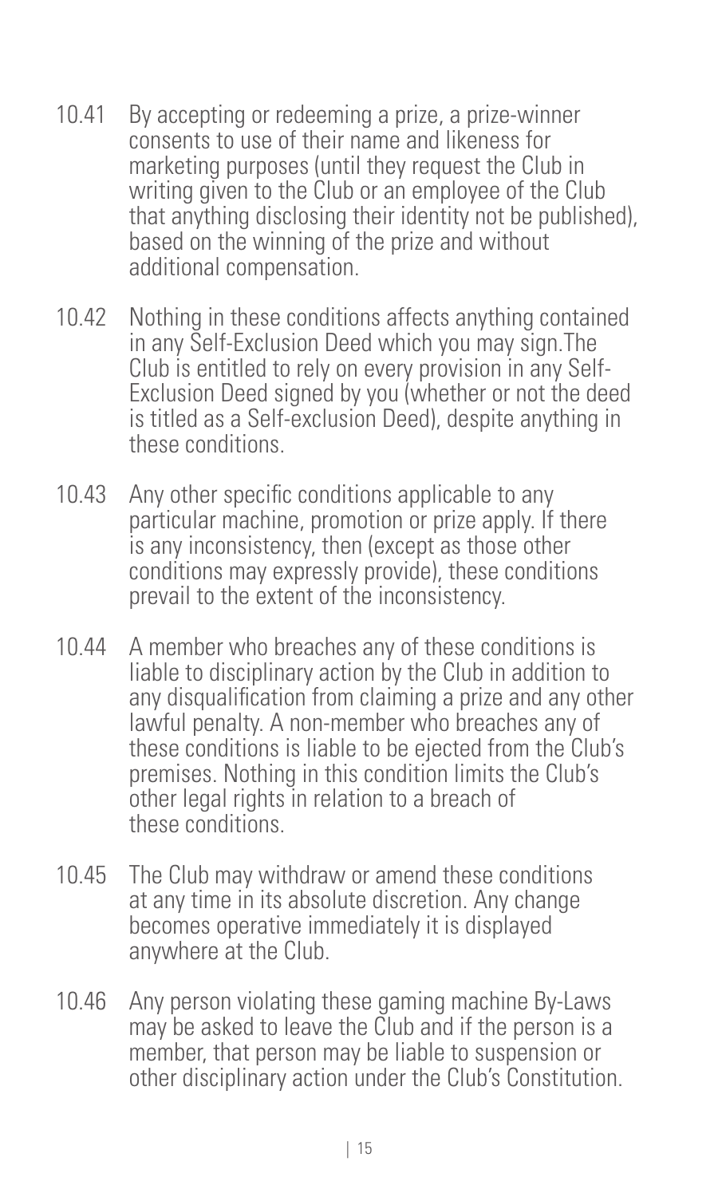10.41 By accepting or redeeming a prize, a prize-winner consents to use of their name and likeness for marketing purposes (until they request the Club in writing given to the Club or an employee of the Club that anything disclosing their identity not be published), based on the winning of the prize and without additional compensation.

10.42 Nothing in these conditions affects anything contained in any Self-Exclusion Deed which you may sign.The Club is entitled to rely on every provision in any Self-Exclusion Deed signed by you (whether or not the deed is titled as a Self-exclusion Deed), despite anything in these conditions.

10.43 Any other specific conditions applicable to any particular machine, promotion or prize apply. If there is any inconsistency, then (except as those other conditions may expressly provide), these conditions prevail to the extent of the inconsistency.

10.44 A member who breaches any of these conditions is liable to disciplinary action by the Club in addition to any disqualification from claiming a prize and any other lawful penalty. A non-member who breaches any of these conditions is liable to be ejected from the Club's premises. Nothing in this condition limits the Club's other legal rights in relation to a breach of these conditions.

10.45 The Club may withdraw or amend these conditions at any time in its absolute discretion. Any change becomes operative immediately it is displayed anywhere at the Club.

10.46 Any person violating these gaming machine By-Laws may be asked to leave the Club and if the person is a member, that person may be liable to suspension or other disciplinary action under the Club's Constitution.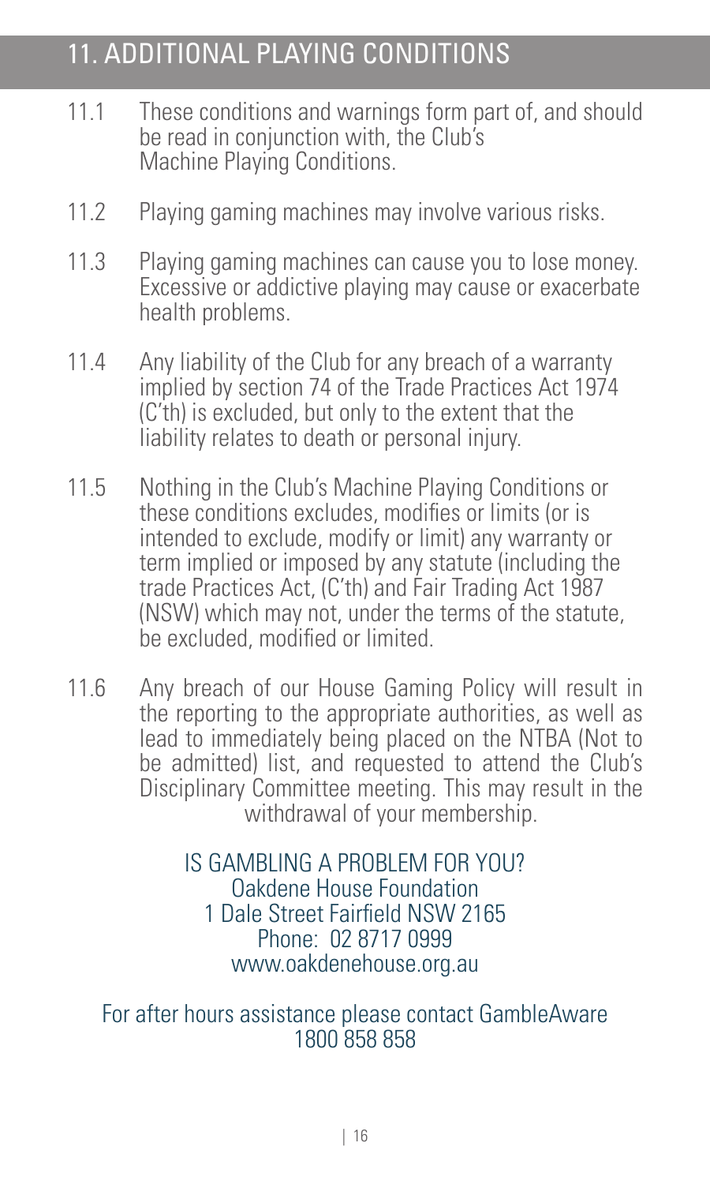# 11. ADDITIONAL PLAYING CONDITIONS

11.1 These conditions and warnings form part of, and should be read in conjunction with, the Club's Machine Playing Conditions.

11.2 Playing gaming machines may involve various risks.

11.3 Playing gaming machines can cause you to lose money. Excessive or addictive playing may cause or exacerbate health problems.

11.4 Any liability of the Club for any breach of a warranty implied by section 74 of the Trade Practices Act 1974 (C'th) is excluded, but only to the extent that the liability relates to death or personal injury.

11.5 Nothing in the Club's Machine Playing Conditions or these conditions excludes, modifies or limits (or is intended to exclude, modify or limit) any warranty or term implied or imposed by any statute (including the trade Practices Act, (C'th) and Fair Trading Act 1987 (NSW) which may not, under the terms of the statute, be excluded, modified or limited.

11.6 Any breach of our House Gaming Policy will result in the reporting to the appropriate authorities, as well as lead to immediately being placed on the NTBA (Not to be admitted) list, and requested to attend the Club's Disciplinary Committee meeting. This may result in the withdrawal of your membership.

IS GAMBLING A PROBLEM FOR YOU?
Oakdene House Foundation
1 Dale Street Fairfield NSW 2165
Phone: 02 8717 0999
www.oakdenehouse.org.au

For after hours assistance please contact GambleAware
1800 858 858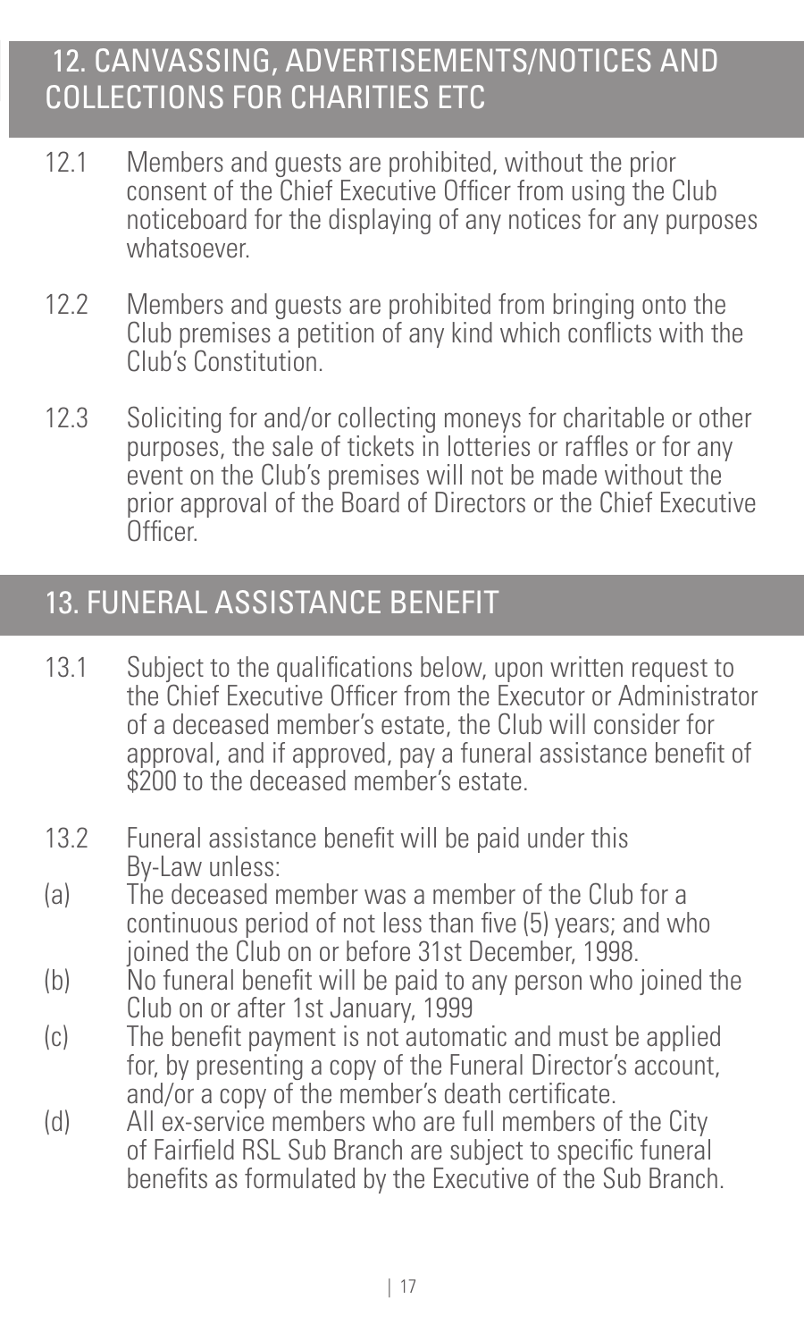## 12. CANVASSING, ADVERTISEMENTS/NOTICES AND COLLECTIONS FOR CHARITIES ETC

12.1 Members and guests are prohibited, without the prior consent of the Chief Executive Officer from using the Club noticeboard for the displaying of any notices for any purposes whatsoever.

12.2 Members and guests are prohibited from bringing onto the Club premises a petition of any kind which conflicts with the Club's Constitution.

12.3 Soliciting for and/or collecting moneys for charitable or other purposes, the sale of tickets in lotteries or raffles or for any event on the Club's premises will not be made without the prior approval of the Board of Directors or the Chief Executive Officer.

## 13. FUNERAL ASSISTANCE BENEFIT

13.1 Subject to the qualifications below, upon written request to the Chief Executive Officer from the Executor or Administrator of a deceased member's estate, the Club will consider for approval, and if approved, pay a funeral assistance benefit of $200 to the deceased member's estate.

13.2 Funeral assistance benefit will be paid under this By-Law unless:

(a) The deceased member was a member of the Club for a continuous period of not less than five (5) years; and who joined the Club on or before 31st December, 1998.

(b) No funeral benefit will be paid to any person who joined the Club on or after 1st January, 1999

(c) The benefit payment is not automatic and must be applied for, by presenting a copy of the Funeral Director's account, and/or a copy of the member's death certificate.

(d) All ex-service members who are full members of the City of Fairfield RSL Sub Branch are subject to specific funeral benefits as formulated by the Executive of the Sub Branch.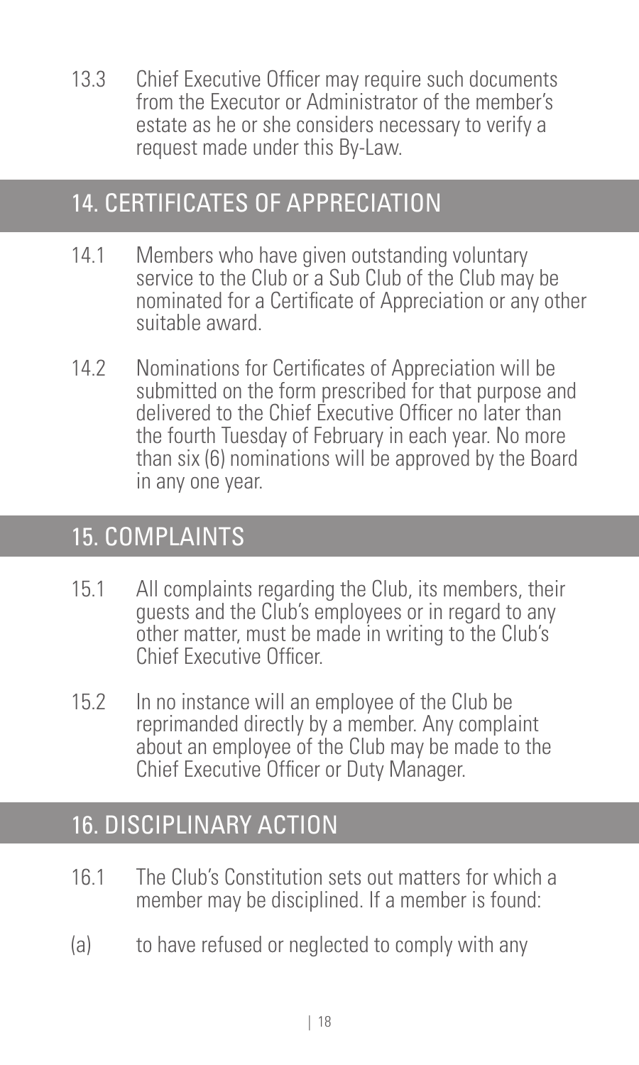13.3 Chief Executive Officer may require such documents from the Executor or Administrator of the member's estate as he or she considers necessary to verify a request made under this By-Law.

## 14. CERTIFICATES OF APPRECIATION

14.1 Members who have given outstanding voluntary service to the Club or a Sub Club of the Club may be nominated for a Certificate of Appreciation or any other suitable award.

14.2 Nominations for Certificates of Appreciation will be submitted on the form prescribed for that purpose and delivered to the Chief Executive Officer no later than the fourth Tuesday of February in each year. No more than six (6) nominations will be approved by the Board in any one year.

## 15. COMPLAINTS

15.1 All complaints regarding the Club, its members, their guests and the Club's employees or in regard to any other matter, must be made in writing to the Club's Chief Executive Officer.

15.2 In no instance will an employee of the Club be reprimanded directly by a member. Any complaint about an employee of the Club may be made to the Chief Executive Officer or Duty Manager.

## 16. DISCIPLINARY ACTION

16.1 The Club's Constitution sets out matters for which a member may be disciplined. If a member is found:

(a) to have refused or neglected to comply with any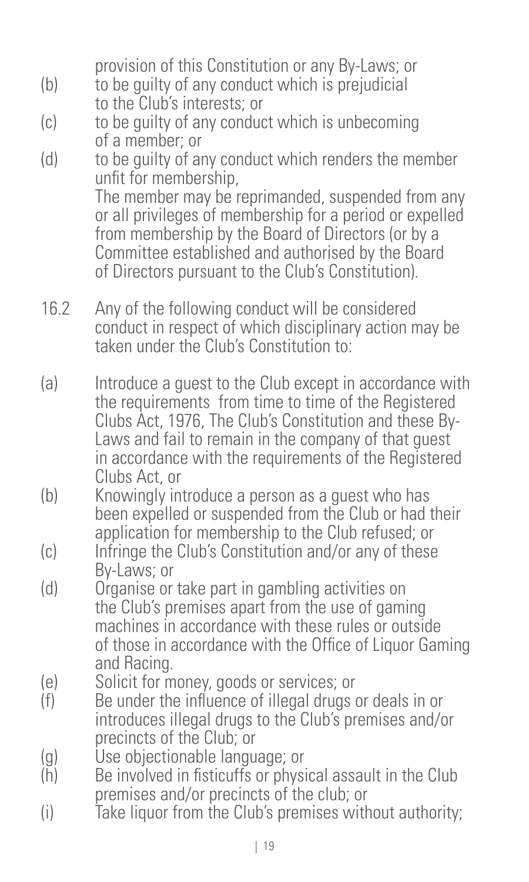provision of this Constitution or any By-Laws; or

(b) to be guilty of any conduct which is prejudicial to the Club's interests; or

(c) to be guilty of any conduct which is unbecoming of a member; or

(d) to be guilty of any conduct which renders the member unfit for membership,

The member may be reprimanded, suspended from any or all privileges of membership for a period or expelled from membership by the Board of Directors (or by a Committee established and authorised by the Board of Directors pursuant to the Club's Constitution).

16.2 Any of the following conduct will be considered conduct in respect of which disciplinary action may be taken under the Club's Constitution to:

(a) Introduce a guest to the Club except in accordance with the requirements from time to time of the Registered Clubs Act, 1976, The Club's Constitution and these By-Laws and fail to remain in the company of that guest in accordance with the requirements of the Registered Clubs Act, or

(b) Knowingly introduce a person as a guest who has been expelled or suspended from the Club or had their application for membership to the Club refused; or

(c) Infringe the Club's Constitution and/or any of these By-Laws; or

(d) Organise or take part in gambling activities on the Club's premises apart from the use of gaming machines in accordance with these rules or outside of those in accordance with the Office of Liquor Gaming and Racing.

(e) Solicit for money, goods or services; or

(f) Be under the influence of illegal drugs or deals in or introduces illegal drugs to the Club's premises and/or precincts of the Club; or

(g) Use objectionable language; or

(h) Be involved in fisticuffs or physical assault in the Club premises and/or precincts of the club; or

(i) Take liquor from the Club's premises without authority;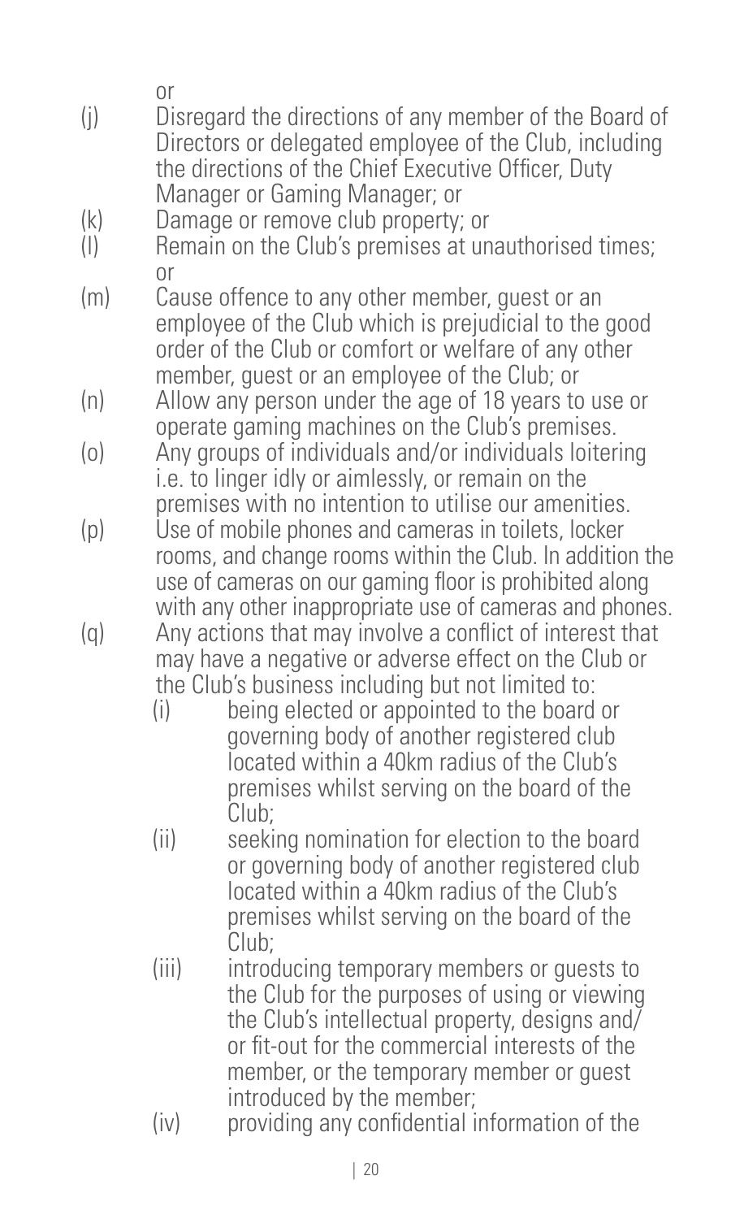or

(j) Disregard the directions of any member of the Board of Directors or delegated employee of the Club, including the directions of the Chief Executive Officer, Duty Manager or Gaming Manager; or

(k) Damage or remove club property; or

(l) Remain on the Club's premises at unauthorised times; or

(m) Cause offence to any other member, guest or an employee of the Club which is prejudicial to the good order of the Club or comfort or welfare of any other member, guest or an employee of the Club; or

(n) Allow any person under the age of 18 years to use or operate gaming machines on the Club's premises.

(o) Any groups of individuals and/or individuals loitering i.e. to linger idly or aimlessly, or remain on the premises with no intention to utilise our amenities.

(p) Use of mobile phones and cameras in toilets, locker rooms, and change rooms within the Club. In addition the use of cameras on our gaming floor is prohibited along with any other inappropriate use of cameras and phones.

(q) Any actions that may involve a conflict of interest that may have a negative or adverse effect on the Club or the Club's business including but not limited to:

 (i) being elected or appointed to the board or governing body of another registered club located within a 40km radius of the Club's premises whilst serving on the board of the Club;

 (ii) seeking nomination for election to the board or governing body of another registered club located within a 40km radius of the Club's premises whilst serving on the board of the Club;

 (iii) introducing temporary members or guests to the Club for the purposes of using or viewing the Club's intellectual property, designs and/or fit-out for the commercial interests of the member, or the temporary member or guest introduced by the member;

 (iv) providing any confidential information of the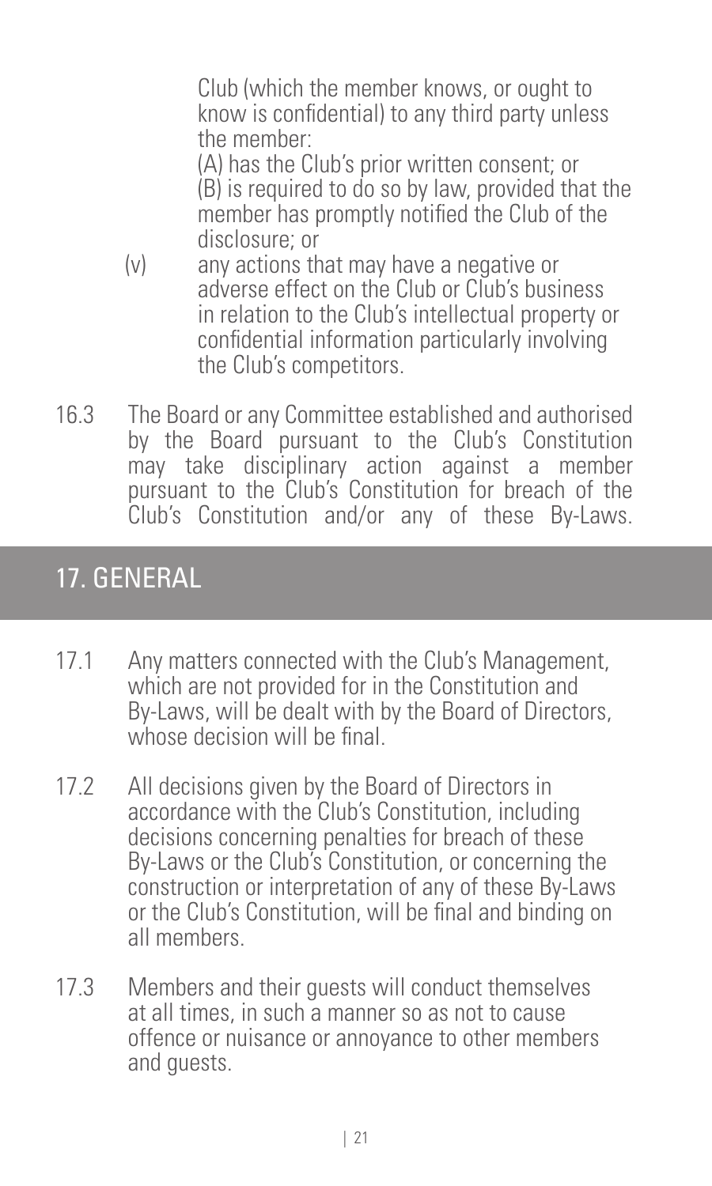Club (which the member knows, or ought to know is confidential) to any third party unless the member:

(A) has the Club's prior written consent; or

(B) is required to do so by law, provided that the member has promptly notified the Club of the disclosure; or

(v) any actions that may have a negative or adverse effect on the Club or Club's business in relation to the Club's intellectual property or confidential information particularly involving the Club's competitors.

16.3 The Board or any Committee established and authorised by the Board pursuant to the Club's Constitution may take disciplinary action against a member pursuant to the Club's Constitution for breach of the Club's Constitution and/or any of these By-Laws.

## 17. GENERAL

17.1 Any matters connected with the Club's Management, which are not provided for in the Constitution and By-Laws, will be dealt with by the Board of Directors, whose decision will be final.

17.2 All decisions given by the Board of Directors in accordance with the Club's Constitution, including decisions concerning penalties for breach of these By-Laws or the Club's Constitution, or concerning the construction or interpretation of any of these By-Laws or the Club's Constitution, will be final and binding on all members.

17.3 Members and their guests will conduct themselves at all times, in such a manner so as not to cause offence or nuisance or annoyance to other members and guests.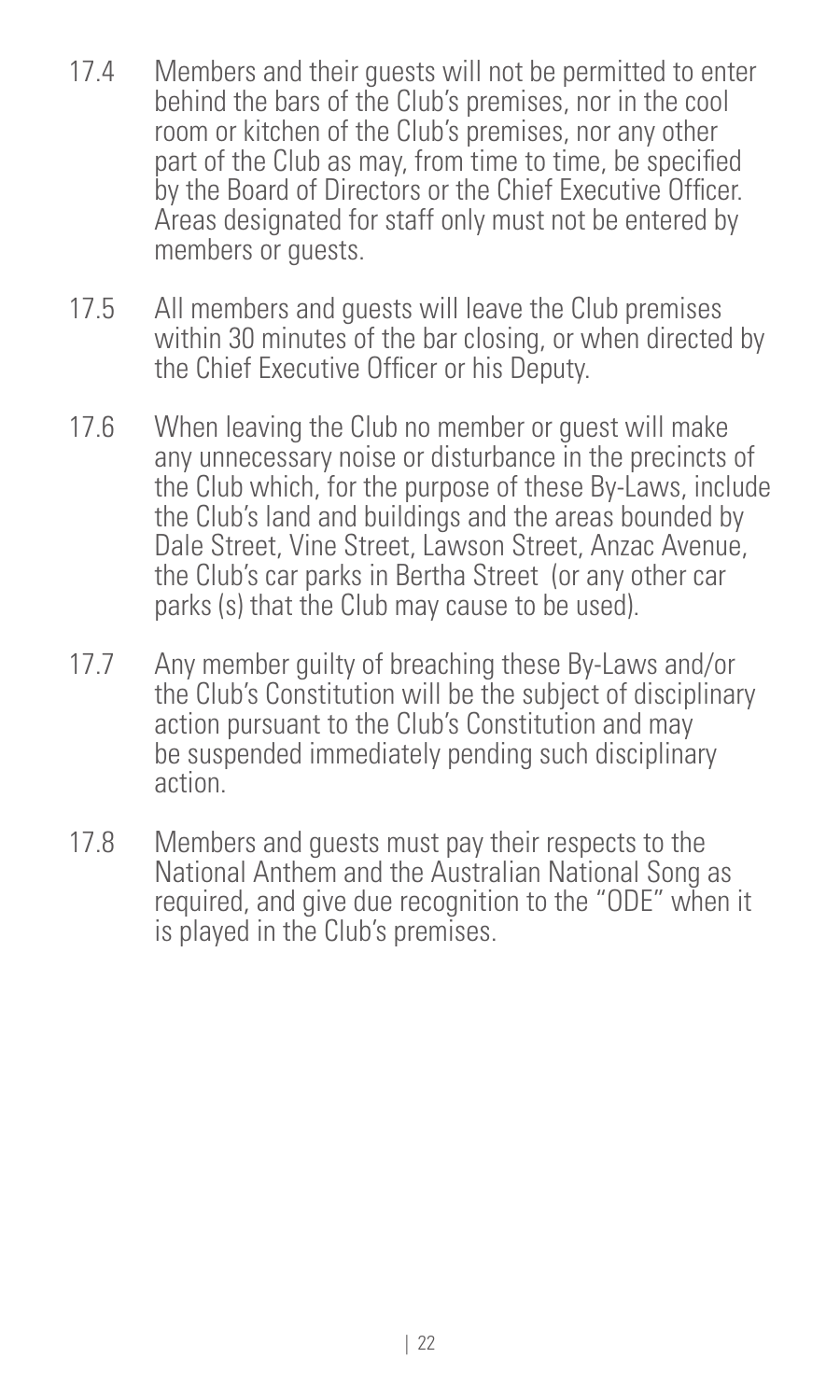17.4 Members and their guests will not be permitted to enter behind the bars of the Club's premises, nor in the cool room or kitchen of the Club's premises, nor any other part of the Club as may, from time to time, be specified by the Board of Directors or the Chief Executive Officer. Areas designated for staff only must not be entered by members or guests.

17.5 All members and guests will leave the Club premises within 30 minutes of the bar closing, or when directed by the Chief Executive Officer or his Deputy.

17.6 When leaving the Club no member or guest will make any unnecessary noise or disturbance in the precincts of the Club which, for the purpose of these By-Laws, include the Club's land and buildings and the areas bounded by Dale Street, Vine Street, Lawson Street, Anzac Avenue, the Club's car parks in Bertha Street (or any other car parks (s) that the Club may cause to be used).

17.7 Any member guilty of breaching these By-Laws and/or the Club's Constitution will be the subject of disciplinary action pursuant to the Club's Constitution and may be suspended immediately pending such disciplinary action.

17.8 Members and guests must pay their respects to the National Anthem and the Australian National Song as required, and give due recognition to the "ODE" when it is played in the Club's premises.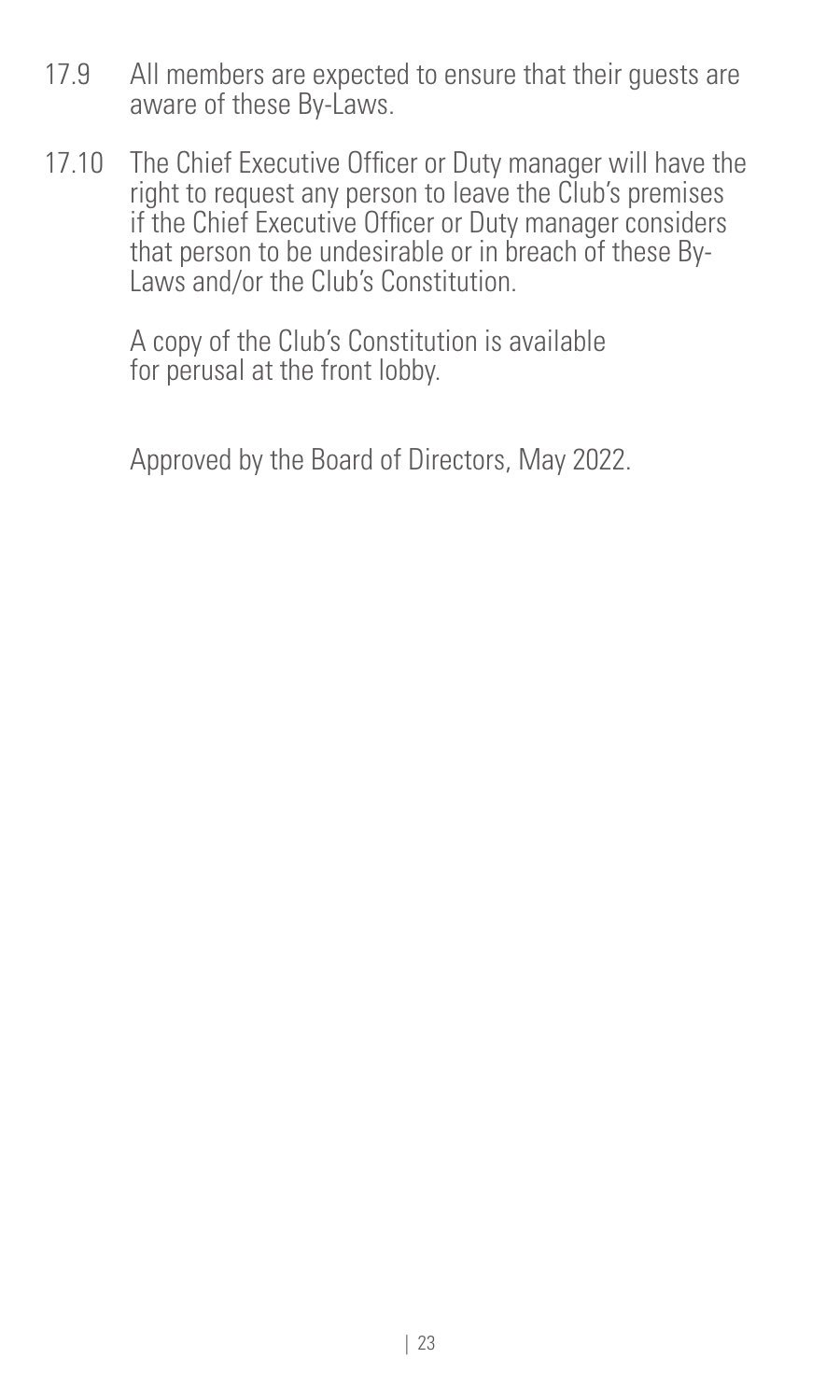17.9 All members are expected to ensure that their guests are aware of these By-Laws.

17.10 The Chief Executive Officer or Duty manager will have the right to request any person to leave the Club's premises if the Chief Executive Officer or Duty manager considers that person to be undesirable or in breach of these By-Laws and/or the Club's Constitution.

A copy of the Club's Constitution is available for perusal at the front lobby.

Approved by the Board of Directors, May 2022.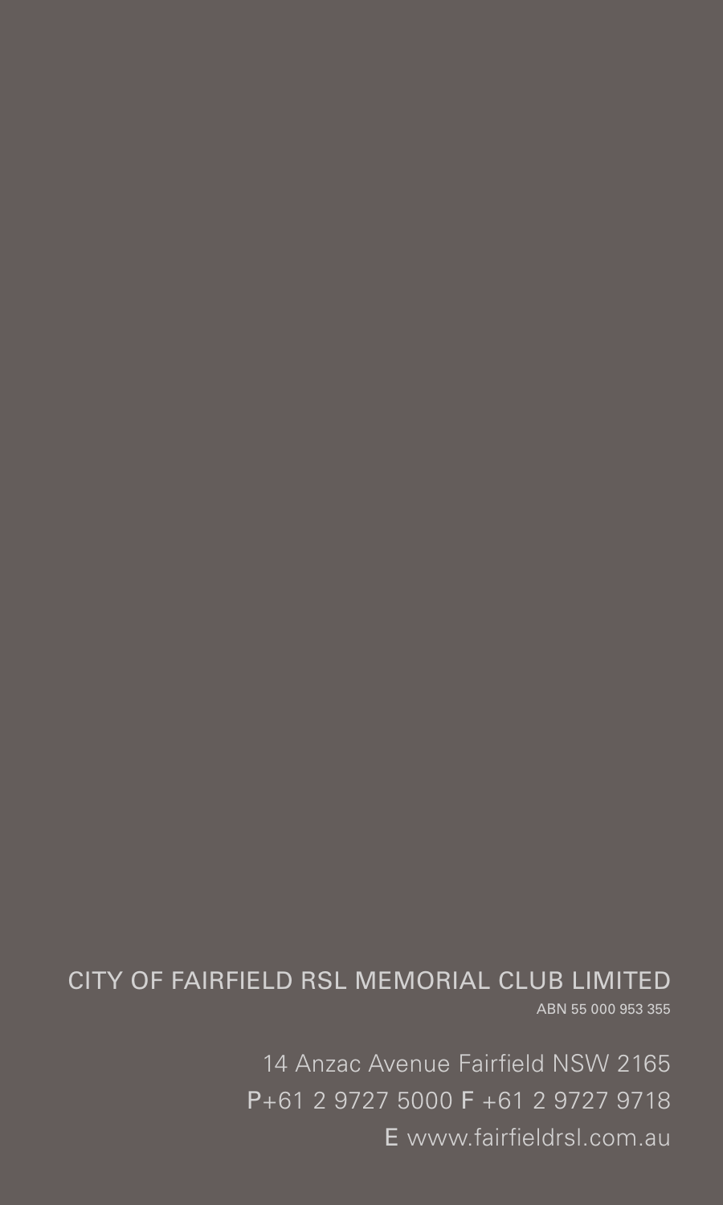CITY OF FAIRFIELD RSL MEMORIAL CLUB LIMITED

ABN 55 000 953 355

14 Anzac Avenue Fairfield NSW 2165

**P**+61 2 9727 5000 **F** +61 2 9727 9718

**E** www.fairfieldrsl.com.au